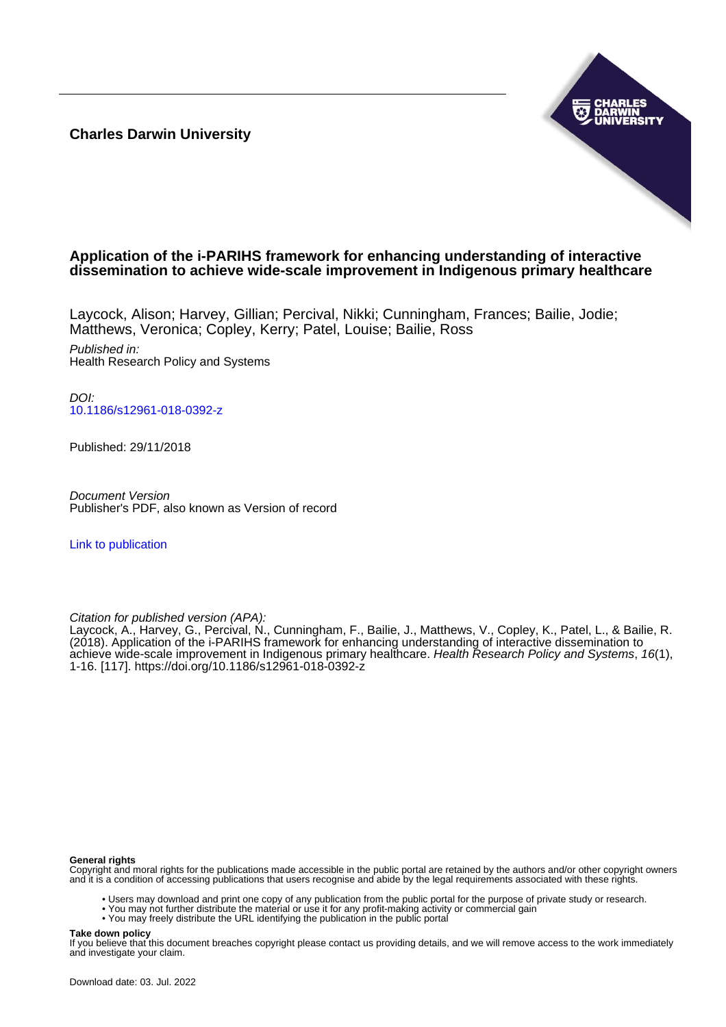**Charles Darwin University**

# Application of the i-PARIHS framework for enhancing understanding of interactive dissemination to achieve wide-scale improvement in Indigenous primary healthcare

Laycock, Alison; Harvey, Gillian; Percival, Nikki; Cunningham, Frances; Bailie, Jodie; Matthews, Veronica; Copley, Kerry; Patel, Louise; Bailie, Ross

*Published in:*
Health Research Policy and Systems

*DOI:*
10.1186/s12961-018-0392-z

Published: 29/11/2018

*Document Version*
Publisher's PDF, also known as Version of record

Link to publication

*Citation for published version (APA):*
Laycock, A., Harvey, G., Percival, N., Cunningham, F., Bailie, J., Matthews, V., Copley, K., Patel, L., & Bailie, R. (2018). Application of the i-PARIHS framework for enhancing understanding of interactive dissemination to achieve wide-scale improvement in Indigenous primary healthcare. *Health Research Policy and Systems*, *16*(1), 1-16. [117]. https://doi.org/10.1186/s12961-018-0392-z

**General rights**
Copyright and moral rights for the publications made accessible in the public portal are retained by the authors and/or other copyright owners and it is a condition of accessing publications that users recognise and abide by the legal requirements associated with these rights.

- Users may download and print one copy of any publication from the public portal for the purpose of private study or research.
- You may not further distribute the material or use it for any profit-making activity or commercial gain
- You may freely distribute the URL identifying the publication in the public portal

**Take down policy**
If you believe that this document breaches copyright please contact us providing details, and we will remove access to the work immediately and investigate your claim.

Download date: 03. Jul. 2022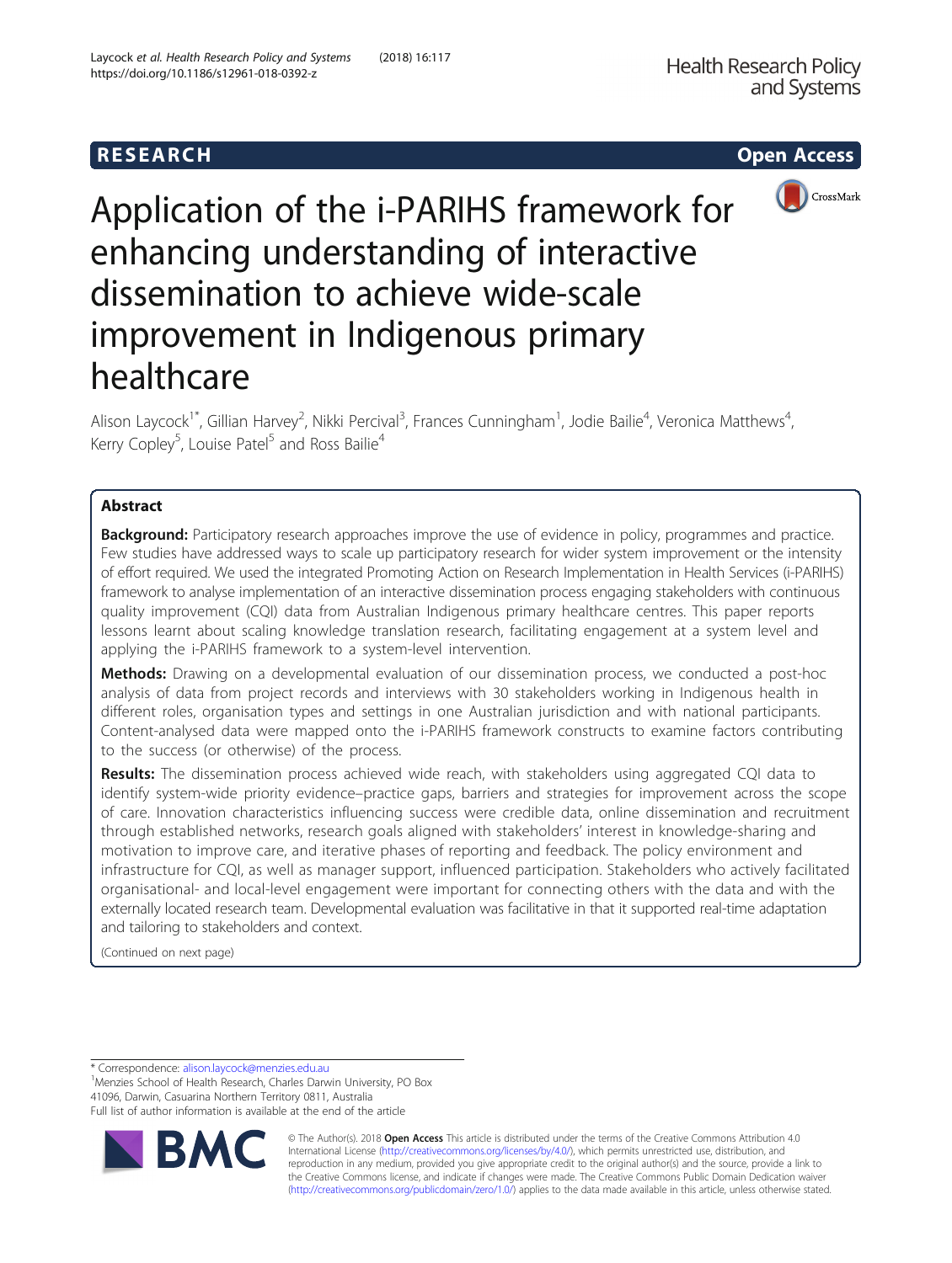# Application of the i-PARIHS framework for enhancing understanding of interactive dissemination to achieve wide-scale improvement in Indigenous primary healthcare

Alison Laycock[1*], Gillian Harvey[2], Nikki Percival[3], Frances Cunningham[1], Jodie Bailie[4], Veronica Matthews[4], Kerry Copley[5], Louise Patel[5] and Ross Bailie[4]

## Abstract

**Background:** Participatory research approaches improve the use of evidence in policy, programmes and practice. Few studies have addressed ways to scale up participatory research for wider system improvement or the intensity of effort required. We used the integrated Promoting Action on Research Implementation in Health Services (i-PARIHS) framework to analyse implementation of an interactive dissemination process engaging stakeholders with continuous quality improvement (CQI) data from Australian Indigenous primary healthcare centres. This paper reports lessons learnt about scaling knowledge translation research, facilitating engagement at a system level and applying the i-PARIHS framework to a system-level intervention.

**Methods:** Drawing on a developmental evaluation of our dissemination process, we conducted a post-hoc analysis of data from project records and interviews with 30 stakeholders working in Indigenous health in different roles, organisation types and settings in one Australian jurisdiction and with national participants. Content-analysed data were mapped onto the i-PARIHS framework constructs to examine factors contributing to the success (or otherwise) of the process.

**Results:** The dissemination process achieved wide reach, with stakeholders using aggregated CQI data to identify system-wide priority evidence–practice gaps, barriers and strategies for improvement across the scope of care. Innovation characteristics influencing success were credible data, online dissemination and recruitment through established networks, research goals aligned with stakeholders' interest in knowledge-sharing and motivation to improve care, and iterative phases of reporting and feedback. The policy environment and infrastructure for CQI, as well as manager support, influenced participation. Stakeholders who actively facilitated organisational- and local-level engagement were important for connecting others with the data and with the externally located research team. Developmental evaluation was facilitative in that it supported real-time adaptation and tailoring to stakeholders and context.

(Continued on next page)

\* Correspondence: alison.laycock@menzies.edu.au

[1] Menzies School of Health Research, Charles Darwin University, PO Box 41096, Darwin, Casuarina Northern Territory 0811, Australia

Full list of author information is available at the end of the article

© The Author(s). 2018 **Open Access** This article is distributed under the terms of the Creative Commons Attribution 4.0 International License (http://creativecommons.org/licenses/by/4.0/), which permits unrestricted use, distribution, and reproduction in any medium, provided you give appropriate credit to the original author(s) and the source, provide a link to the Creative Commons license, and indicate if changes were made. The Creative Commons Public Domain Dedication waiver (http://creativecommons.org/publicdomain/zero/1.0/) applies to the data made available in this article, unless otherwise stated.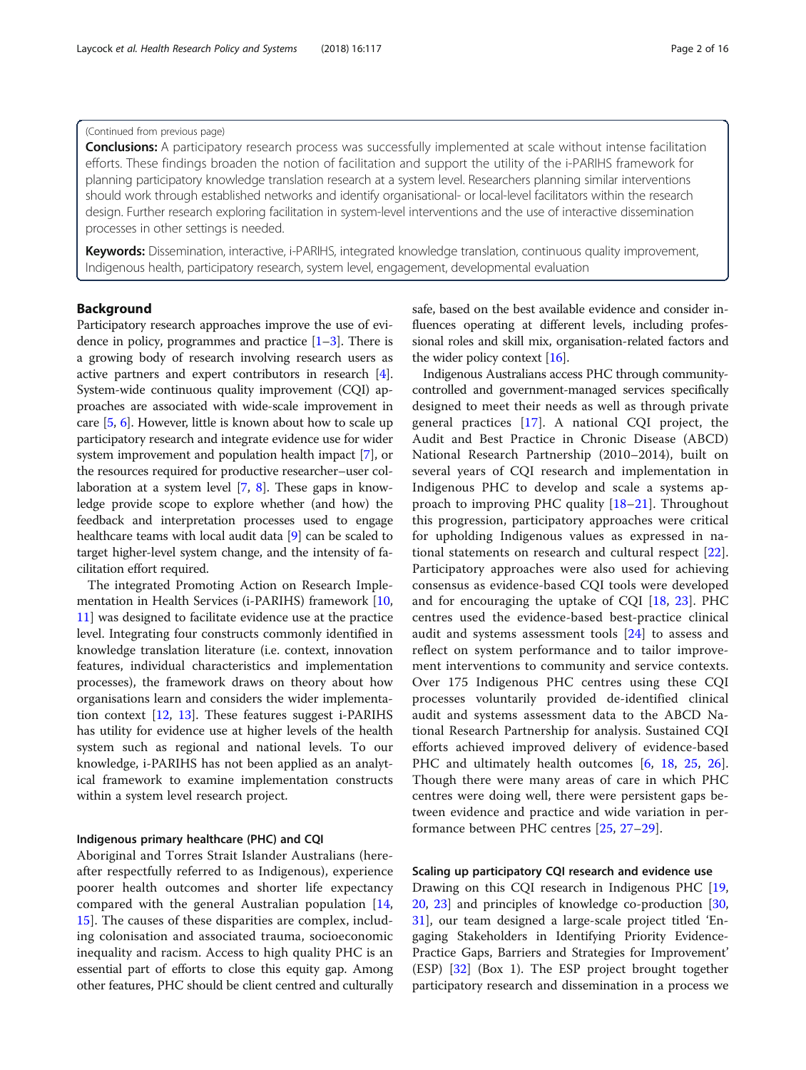(Continued from previous page)

**Conclusions:** A participatory research process was successfully implemented at scale without intense facilitation efforts. These findings broaden the notion of facilitation and support the utility of the i-PARIHS framework for planning participatory knowledge translation research at a system level. Researchers planning similar interventions should work through established networks and identify organisational- or local-level facilitators within the research design. Further research exploring facilitation in system-level interventions and the use of interactive dissemination processes in other settings is needed.

**Keywords:** Dissemination, interactive, i-PARIHS, integrated knowledge translation, continuous quality improvement, Indigenous health, participatory research, system level, engagement, developmental evaluation

## Background

Participatory research approaches improve the use of evidence in policy, programmes and practice [1–3]. There is a growing body of research involving research users as active partners and expert contributors in research [4]. System-wide continuous quality improvement (CQI) approaches are associated with wide-scale improvement in care [5, 6]. However, little is known about how to scale up participatory research and integrate evidence use for wider system improvement and population health impact [7], or the resources required for productive researcher–user collaboration at a system level [7, 8]. These gaps in knowledge provide scope to explore whether (and how) the feedback and interpretation processes used to engage healthcare teams with local audit data [9] can be scaled to target higher-level system change, and the intensity of facilitation effort required.

The integrated Promoting Action on Research Implementation in Health Services (i-PARIHS) framework [10, 11] was designed to facilitate evidence use at the practice level. Integrating four constructs commonly identified in knowledge translation literature (i.e. context, innovation features, individual characteristics and implementation processes), the framework draws on theory about how organisations learn and considers the wider implementation context [12, 13]. These features suggest i-PARIHS has utility for evidence use at higher levels of the health system such as regional and national levels. To our knowledge, i-PARIHS has not been applied as an analytical framework to examine implementation constructs within a system level research project.

### Indigenous primary healthcare (PHC) and CQI

Aboriginal and Torres Strait Islander Australians (hereafter respectfully referred to as Indigenous), experience poorer health outcomes and shorter life expectancy compared with the general Australian population [14, 15]. The causes of these disparities are complex, including colonisation and associated trauma, socioeconomic inequality and racism. Access to high quality PHC is an essential part of efforts to close this equity gap. Among other features, PHC should be client centred and culturally safe, based on the best available evidence and consider influences operating at different levels, including professional roles and skill mix, organisation-related factors and the wider policy context [16].

Indigenous Australians access PHC through community-controlled and government-managed services specifically designed to meet their needs as well as through private general practices [17]. A national CQI project, the Audit and Best Practice in Chronic Disease (ABCD) National Research Partnership (2010–2014), built on several years of CQI research and implementation in Indigenous PHC to develop and scale a systems approach to improving PHC quality [18–21]. Throughout this progression, participatory approaches were critical for upholding Indigenous values as expressed in national statements on research and cultural respect [22]. Participatory approaches were also used for achieving consensus as evidence-based CQI tools were developed and for encouraging the uptake of CQI [18, 23]. PHC centres used the evidence-based best-practice clinical audit and systems assessment tools [24] to assess and reflect on system performance and to tailor improvement interventions to community and service contexts. Over 175 Indigenous PHC centres using these CQI processes voluntarily provided de-identified clinical audit and systems assessment data to the ABCD National Research Partnership for analysis. Sustained CQI efforts achieved improved delivery of evidence-based PHC and ultimately health outcomes [6, 18, 25, 26]. Though there were many areas of care in which PHC centres were doing well, there were persistent gaps between evidence and practice and wide variation in performance between PHC centres [25, 27–29].

### Scaling up participatory CQI research and evidence use

Drawing on this CQI research in Indigenous PHC [19, 20, 23] and principles of knowledge co-production [30, 31], our team designed a large-scale project titled 'Engaging Stakeholders in Identifying Priority Evidence-Practice Gaps, Barriers and Strategies for Improvement' (ESP) [32] (Box 1). The ESP project brought together participatory research and dissemination in a process we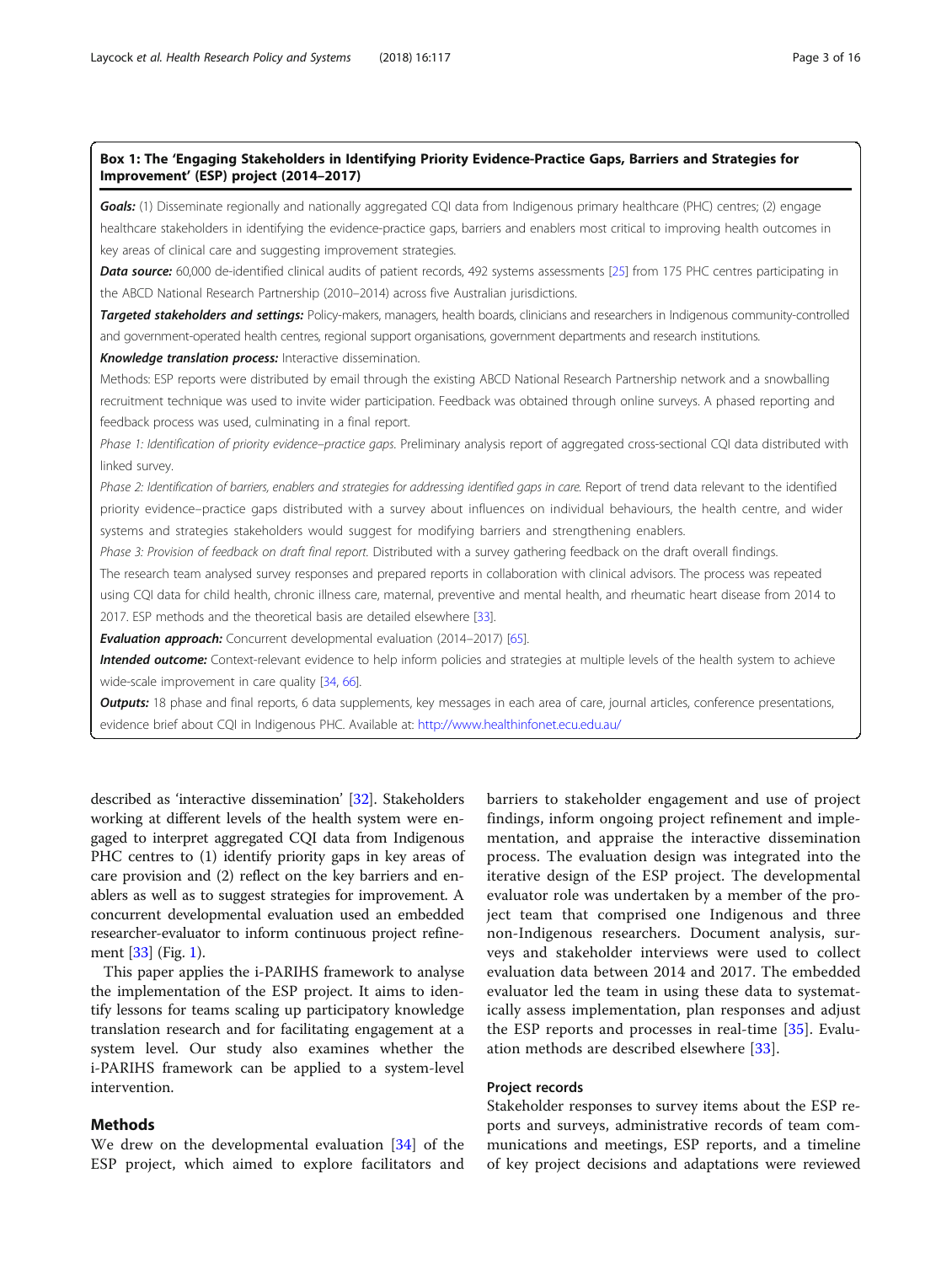### Box 1: The 'Engaging Stakeholders in Identifying Priority Evidence-Practice Gaps, Barriers and Strategies for Improvement' (ESP) project (2014–2017)

***Goals:*** (1) Disseminate regionally and nationally aggregated CQI data from Indigenous primary healthcare (PHC) centres; (2) engage healthcare stakeholders in identifying the evidence-practice gaps, barriers and enablers most critical to improving health outcomes in key areas of clinical care and suggesting improvement strategies.

***Data source:*** 60,000 de-identified clinical audits of patient records, 492 systems assessments [25] from 175 PHC centres participating in the ABCD National Research Partnership (2010–2014) across five Australian jurisdictions.

***Targeted stakeholders and settings:*** Policy-makers, managers, health boards, clinicians and researchers in Indigenous community-controlled and government-operated health centres, regional support organisations, government departments and research institutions.

***Knowledge translation process:*** Interactive dissemination.

Methods: ESP reports were distributed by email through the existing ABCD National Research Partnership network and a snowballing recruitment technique was used to invite wider participation. Feedback was obtained through online surveys. A phased reporting and feedback process was used, culminating in a final report.

*Phase 1: Identification of priority evidence–practice gaps.* Preliminary analysis report of aggregated cross-sectional CQI data distributed with linked survey.

*Phase 2: Identification of barriers, enablers and strategies for addressing identified gaps in care.* Report of trend data relevant to the identified priority evidence–practice gaps distributed with a survey about influences on individual behaviours, the health centre, and wider systems and strategies stakeholders would suggest for modifying barriers and strengthening enablers.

*Phase 3: Provision of feedback on draft final report.* Distributed with a survey gathering feedback on the draft overall findings.

The research team analysed survey responses and prepared reports in collaboration with clinical advisors. The process was repeated using CQI data for child health, chronic illness care, maternal, preventive and mental health, and rheumatic heart disease from 2014 to 2017. ESP methods and the theoretical basis are detailed elsewhere [33].

***Evaluation approach:*** Concurrent developmental evaluation (2014–2017) [65].

***Intended outcome:*** Context-relevant evidence to help inform policies and strategies at multiple levels of the health system to achieve wide-scale improvement in care quality [34, 66].

***Outputs:*** 18 phase and final reports, 6 data supplements, key messages in each area of care, journal articles, conference presentations, evidence brief about CQI in Indigenous PHC. Available at: http://www.healthinfonet.ecu.edu.au/

described as 'interactive dissemination' [32]. Stakeholders working at different levels of the health system were engaged to interpret aggregated CQI data from Indigenous PHC centres to (1) identify priority gaps in key areas of care provision and (2) reflect on the key barriers and enablers as well as to suggest strategies for improvement. A concurrent developmental evaluation used an embedded researcher-evaluator to inform continuous project refinement [33] (Fig. 1).

This paper applies the i-PARIHS framework to analyse the implementation of the ESP project. It aims to identify lessons for teams scaling up participatory knowledge translation research and for facilitating engagement at a system level. Our study also examines whether the i-PARIHS framework can be applied to a system-level intervention.

## Methods

We drew on the developmental evaluation [34] of the ESP project, which aimed to explore facilitators and barriers to stakeholder engagement and use of project findings, inform ongoing project refinement and implementation, and appraise the interactive dissemination process. The evaluation design was integrated into the iterative design of the ESP project. The developmental evaluator role was undertaken by a member of the project team that comprised one Indigenous and three non-Indigenous researchers. Document analysis, surveys and stakeholder interviews were used to collect evaluation data between 2014 and 2017. The embedded evaluator led the team in using these data to systematically assess implementation, plan responses and adjust the ESP reports and processes in real-time [35]. Evaluation methods are described elsewhere [33].

### Project records

Stakeholder responses to survey items about the ESP reports and surveys, administrative records of team communications and meetings, ESP reports, and a timeline of key project decisions and adaptations were reviewed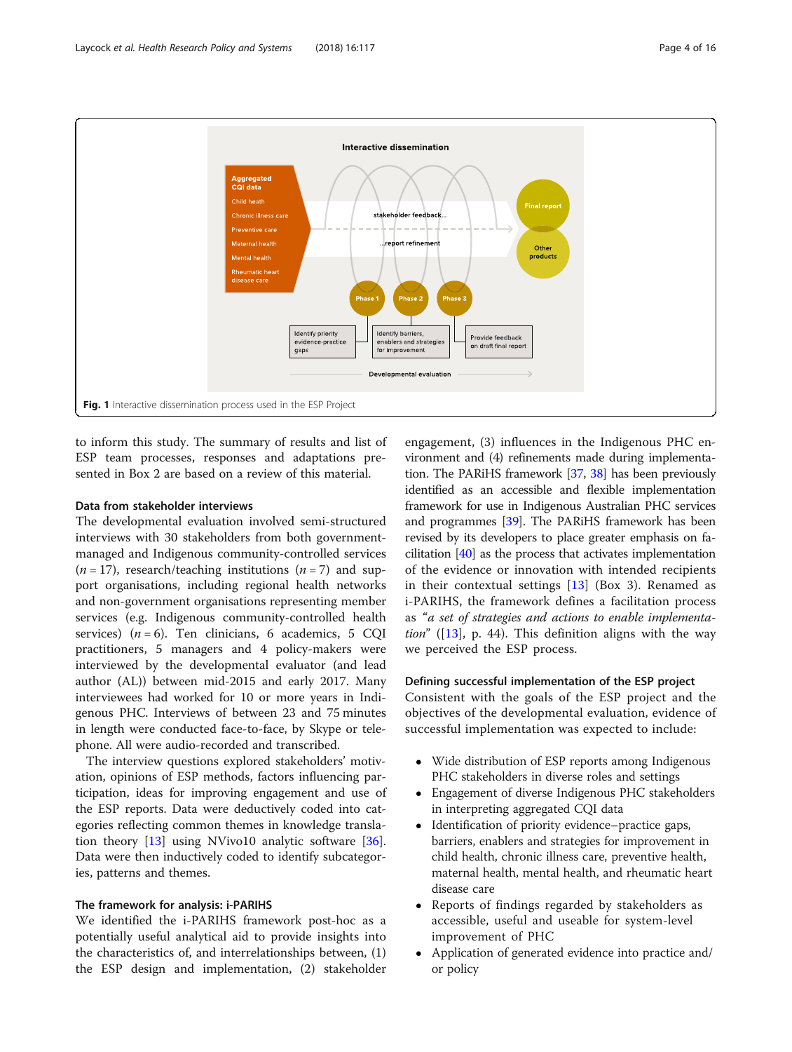Fig. 1 Interactive dissemination process used in the ESP Project

to inform this study. The summary of results and list of ESP team processes, responses and adaptations presented in Box 2 are based on a review of this material.

### Data from stakeholder interviews

The developmental evaluation involved semi-structured interviews with 30 stakeholders from both government-managed and Indigenous community-controlled services ($n = 17$), research/teaching institutions ($n = 7$) and support organisations, including regional health networks and non-government organisations representing member services (e.g. Indigenous community-controlled health services) ($n = 6$). Ten clinicians, 6 academics, 5 CQI practitioners, 5 managers and 4 policy-makers were interviewed by the developmental evaluator (and lead author (AL)) between mid-2015 and early 2017. Many interviewees had worked for 10 or more years in Indigenous PHC. Interviews of between 23 and 75 minutes in length were conducted face-to-face, by Skype or telephone. All were audio-recorded and transcribed.

The interview questions explored stakeholders' motivation, opinions of ESP methods, factors influencing participation, ideas for improving engagement and use of the ESP reports. Data were deductively coded into categories reflecting common themes in knowledge translation theory [13] using NVivo10 analytic software [36]. Data were then inductively coded to identify subcategories, patterns and themes.

### The framework for analysis: i-PARIHS

We identified the i-PARIHS framework post-hoc as a potentially useful analytical aid to provide insights into the characteristics of, and interrelationships between, (1) the ESP design and implementation, (2) stakeholder engagement, (3) influences in the Indigenous PHC environment and (4) refinements made during implementation. The PARiHS framework [37, 38] has previously identified as an accessible and flexible implementation framework for use in Indigenous Australian PHC services and programmes [39]. The PARiHS framework has been revised by its developers to place greater emphasis on facilitation [40] as the process that activates implementation of the evidence or innovation with intended recipients in their contextual settings [13] (Box 3). Renamed as i-PARIHS, the framework defines a facilitation process as *"a set of strategies and actions to enable implementation"* ([13], p. 44). This definition aligns with the way we perceived the ESP process.

### Defining successful implementation of the ESP project

Consistent with the goals of the ESP project and the objectives of the developmental evaluation, evidence of successful implementation was expected to include:

- Wide distribution of ESP reports among Indigenous PHC stakeholders in diverse roles and settings
- Engagement of diverse Indigenous PHC stakeholders in interpreting aggregated CQI data
- Identification of priority evidence–practice gaps, barriers, enablers and strategies for improvement in child health, chronic illness care, preventive health, maternal health, mental health, and rheumatic heart disease care
- Reports of findings regarded by stakeholders as accessible, useful and useable for system-level improvement of PHC
- Application of generated evidence into practice and/or policy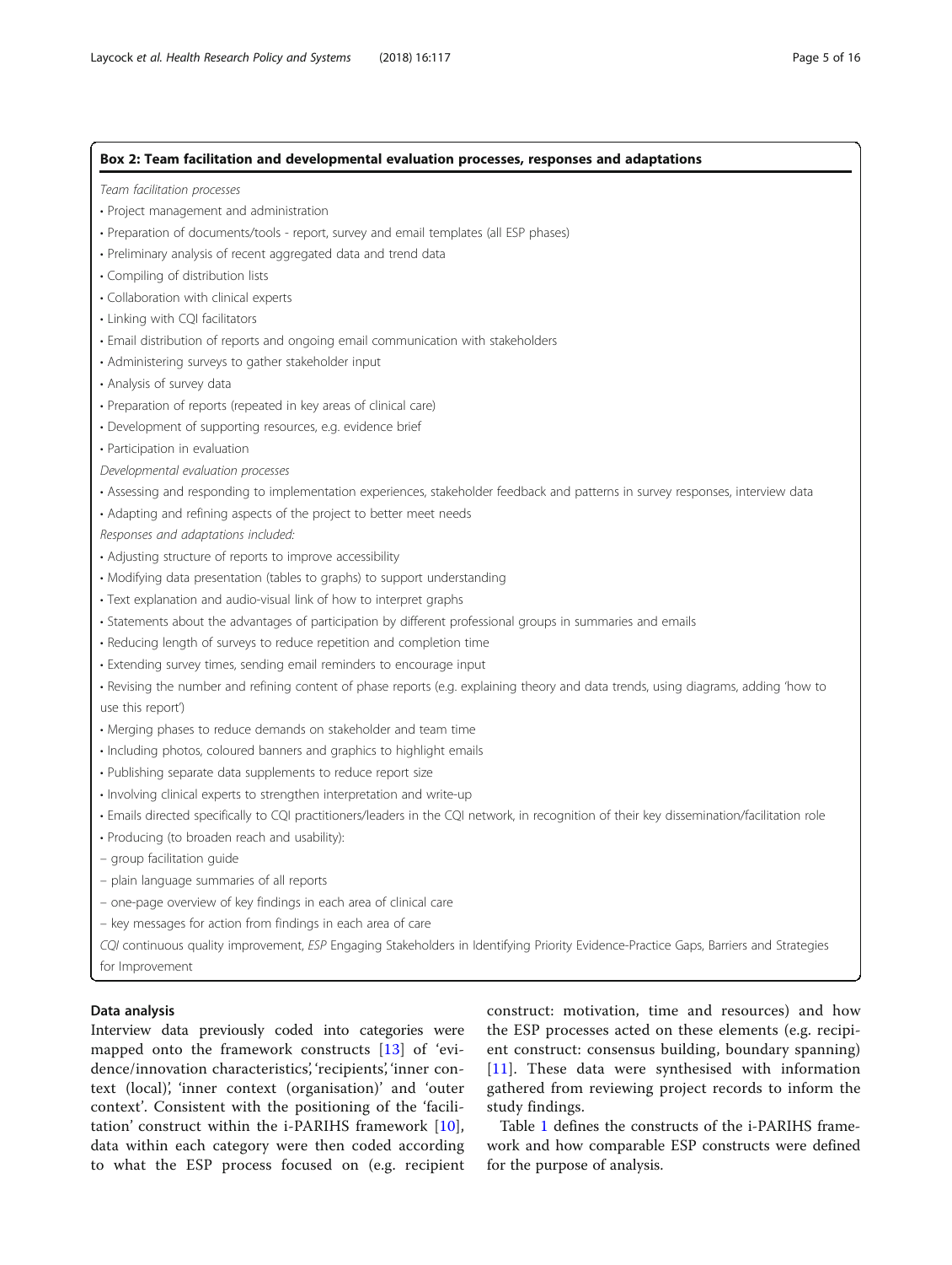**Box 2: Team facilitation and developmental evaluation processes, responses and adaptations**

*Team facilitation processes*

- Project management and administration
- Preparation of documents/tools - report, survey and email templates (all ESP phases)
- Preliminary analysis of recent aggregated data and trend data
- Compiling of distribution lists
- Collaboration with clinical experts
- Linking with CQI facilitators
- Email distribution of reports and ongoing email communication with stakeholders
- Administering surveys to gather stakeholder input
- Analysis of survey data
- Preparation of reports (repeated in key areas of clinical care)
- Development of supporting resources, e.g. evidence brief
- Participation in evaluation

*Developmental evaluation processes*

- Assessing and responding to implementation experiences, stakeholder feedback and patterns in survey responses, interview data
- Adapting and refining aspects of the project to better meet needs

*Responses and adaptations included:*

- Adjusting structure of reports to improve accessibility
- Modifying data presentation (tables to graphs) to support understanding
- Text explanation and audio-visual link of how to interpret graphs
- Statements about the advantages of participation by different professional groups in summaries and emails
- Reducing length of surveys to reduce repetition and completion time
- Extending survey times, sending email reminders to encourage input
- Revising the number and refining content of phase reports (e.g. explaining theory and data trends, using diagrams, adding 'how to use this report')
- Merging phases to reduce demands on stakeholder and team time
- Including photos, coloured banners and graphics to highlight emails
- Publishing separate data supplements to reduce report size
- Involving clinical experts to strengthen interpretation and write-up
- Emails directed specifically to CQI practitioners/leaders in the CQI network, in recognition of their key dissemination/facilitation role
- Producing (to broaden reach and usability):
  - group facilitation guide
  - plain language summaries of all reports
  - one-page overview of key findings in each area of clinical care
  - key messages for action from findings in each area of care

CQI continuous quality improvement, ESP Engaging Stakeholders in Identifying Priority Evidence-Practice Gaps, Barriers and Strategies for Improvement

## Data analysis

Interview data previously coded into categories were mapped onto the framework constructs [13] of 'evidence/innovation characteristics', 'recipients', 'inner context (local)', 'inner context (organisation)' and 'outer context'. Consistent with the positioning of the 'facilitation' construct within the i-PARIHS framework [10], data within each category were then coded according to what the ESP process focused on (e.g. recipient construct: motivation, time and resources) and how the ESP processes acted on these elements (e.g. recipient construct: consensus building, boundary spanning) [11]. These data were synthesised with information gathered from reviewing project records to inform the study findings.

Table 1 defines the constructs of the i-PARIHS framework and how comparable ESP constructs were defined for the purpose of analysis.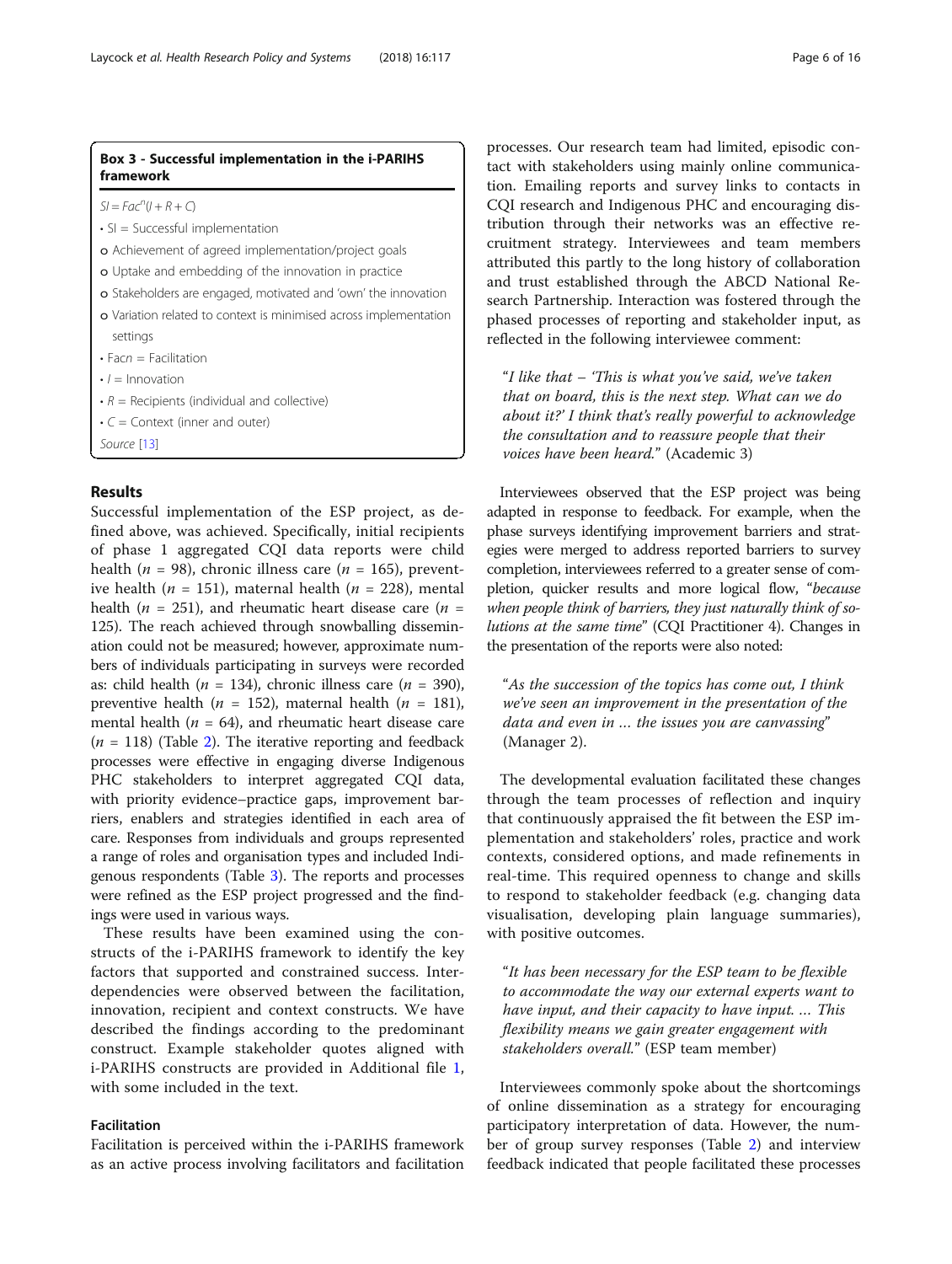### Box 3 - Successful implementation in the i-PARIHS framework

$SI = Fac^n(I + R + C)$

- SI = Successful implementation
  - Achievement of agreed implementation/project goals
  - Uptake and embedding of the innovation in practice
  - Stakeholders are engaged, motivated and 'own' the innovation
  - Variation related to context is minimised across implementation settings
- Facn = Facilitation
- $I$ = Innovation
- $R$ = Recipients (individual and collective)
- $C$ = Context (inner and outer)

*Source* [13]

## Results

Successful implementation of the ESP project, as defined above, was achieved. Specifically, initial recipients of phase 1 aggregated CQI data reports were child health ($n$ = 98), chronic illness care ($n$ = 165), preventive health ($n$ = 151), maternal health ($n$ = 228), mental health ($n$ = 251), and rheumatic heart disease care ($n$ = 125). The reach achieved through snowballing dissemination could not be measured; however, approximate numbers of individuals participating in surveys were recorded as: child health ($n$ = 134), chronic illness care ($n$ = 390), preventive health ($n$ = 152), maternal health ($n$ = 181), mental health ($n$ = 64), and rheumatic heart disease care ($n$ = 118) (Table 2). The iterative reporting and feedback processes were effective in engaging diverse Indigenous PHC stakeholders to interpret aggregated CQI data, with priority evidence–practice gaps, improvement barriers, enablers and strategies identified in each area of care. Responses from individuals and groups represented a range of roles and organisation types and included Indigenous respondents (Table 3). The reports and processes were refined as the ESP project progressed and the findings were used in various ways.

These results have been examined using the constructs of the i-PARIHS framework to identify the key factors that supported and constrained success. Interdependencies were observed between the facilitation, innovation, recipient and context constructs. We have described the findings according to the predominant construct. Example stakeholder quotes aligned with i-PARIHS constructs are provided in Additional file 1, with some included in the text.

### Facilitation

Facilitation is perceived within the i-PARIHS framework as an active process involving facilitators and facilitation processes. Our research team had limited, episodic contact with stakeholders using mainly online communication. Emailing reports and survey links to contacts in CQI research and Indigenous PHC and encouraging distribution through their networks was an effective recruitment strategy. Interviewees and team members attributed this partly to the long history of collaboration and trust established through the ABCD National Research Partnership. Interaction was fostered through the phased processes of reporting and stakeholder input, as reflected in the following interviewee comment:

> "*I like that – 'This is what you've said, we've taken that on board, this is the next step. What can we do about it?' I think that's really powerful to acknowledge the consultation and to reassure people that their voices have been heard.*" (Academic 3)

Interviewees observed that the ESP project was being adapted in response to feedback. For example, when the phase surveys identifying improvement barriers and strategies were merged to address reported barriers to survey completion, interviewees referred to a greater sense of completion, quicker results and more logical flow, "*because when people think of barriers, they just naturally think of solutions at the same time*" (CQI Practitioner 4). Changes in the presentation of the reports were also noted:

> "*As the succession of the topics has come out, I think we've seen an improvement in the presentation of the data and even in ... the issues you are canvassing*" (Manager 2).

The developmental evaluation facilitated these changes through the team processes of reflection and inquiry that continuously appraised the fit between the ESP implementation and stakeholders' roles, practice and work contexts, considered options, and made refinements in real-time. This required openness to change and skills to respond to stakeholder feedback (e.g. changing data visualisation, developing plain language summaries), with positive outcomes.

> "*It has been necessary for the ESP team to be flexible to accommodate the way our external experts want to have input, and their capacity to have input. ... This flexibility means we gain greater engagement with stakeholders overall.*" (ESP team member)

Interviewees commonly spoke about the shortcomings of online dissemination as a strategy for encouraging participatory interpretation of data. However, the number of group survey responses (Table 2) and interview feedback indicated that people facilitated these processes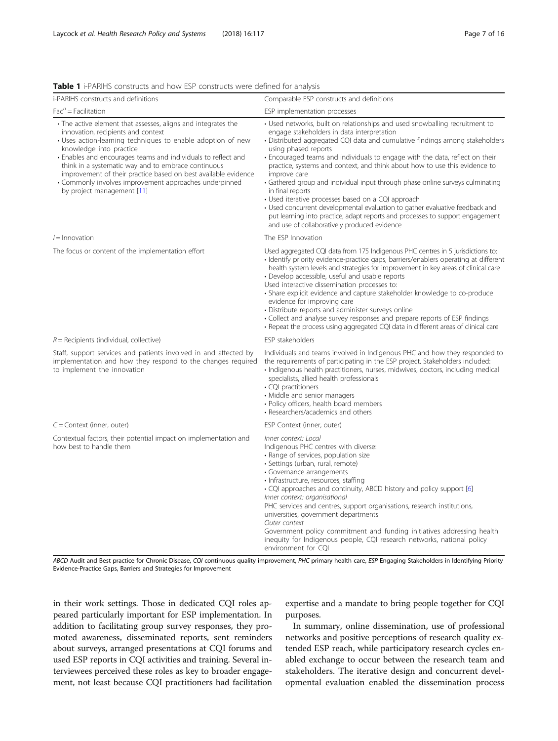**Table 1** i-PARIHS constructs and how ESP constructs were defined for analysis

| i-PARIHS constructs and definitions | Comparable ESP constructs and definitions |
|---|---|
| $Fac^n$ = Facilitation | ESP implementation processes |
| • The active element that assesses, aligns and integrates the innovation, recipients and context<br>• Uses action-learning techniques to enable adoption of new knowledge into practice<br>• Enables and encourages teams and individuals to reflect and think in a systematic way and to embrace continuous improvement of their practice based on best available evidence<br>• Commonly involves improvement approaches underpinned by project management [11] | • Used networks, built on relationships and used snowballing recruitment to engage stakeholders in data interpretation<br>• Distributed aggregated CQI data and cumulative findings among stakeholders using phased reports<br>• Encouraged teams and individuals to engage with the data, reflect on their practice, systems and context, and think about how to use this evidence to improve care<br>• Gathered group and individual input through phase online surveys culminating in final reports<br>• Used iterative processes based on a CQI approach<br>• Used concurrent developmental evaluation to gather evaluative feedback and put learning into practice, adapt reports and processes to support engagement and use of collaboratively produced evidence |
| *I* = Innovation | The ESP Innovation |
| The focus or content of the implementation effort | Used aggregated CQI data from 175 Indigenous PHC centres in 5 jurisdictions to:<br>• Identify priority evidence-practice gaps, barriers/enablers operating at different health system levels and strategies for improvement in key areas of clinical care<br>• Develop accessible, useful and usable reports<br>Used interactive dissemination processes to:<br>• Share explicit evidence and capture stakeholder knowledge to co-produce evidence for improving care<br>• Distribute reports and administer surveys online<br>• Collect and analyse survey responses and prepare reports of ESP findings<br>• Repeat the process using aggregated CQI data in different areas of clinical care |
| *R* = Recipients (individual, collective) | ESP stakeholders |
| Staff, support services and patients involved in and affected by implementation and how they respond to the changes required to implement the innovation | Individuals and teams involved in Indigenous PHC and how they responded to the requirements of participating in the ESP project. Stakeholders included:<br>• Indigenous health practitioners, nurses, midwives, doctors, including medical specialists, allied health professionals<br>• CQI practitioners<br>• Middle and senior managers<br>• Policy officers, health board members<br>• Researchers/academics and others |
| *C* = Context (inner, outer) | ESP Context (inner, outer) |
| Contextual factors, their potential impact on implementation and how best to handle them | *Inner context: Local*<br>Indigenous PHC centres with diverse:<br>• Range of services, population size<br>• Settings (urban, rural, remote)<br>• Governance arrangements<br>• Infrastructure, resources, staffing<br>• CQI approaches and continuity, ABCD history and policy support [6]<br>*Inner context: organisational*<br>PHC services and centres, support organisations, research institutions, universities, government departments<br>*Outer context*<br>Government policy commitment and funding initiatives addressing health inequity for Indigenous people, CQI research networks, national policy environment for CQI |

*ABCD* Audit and Best practice for Chronic Disease, *CQI* continuous quality improvement, *PHC* primary health care, *ESP* Engaging Stakeholders in Identifying Priority Evidence-Practice Gaps, Barriers and Strategies for Improvement

in their work settings. Those in dedicated CQI roles appeared particularly important for ESP implementation. In addition to facilitating group survey responses, they promoted awareness, disseminated reports, sent reminders about surveys, arranged presentations at CQI forums and used ESP reports in CQI activities and training. Several interviewees perceived these roles as key to broader engagement, not least because CQI practitioners had facilitation expertise and a mandate to bring people together for CQI purposes.

In summary, online dissemination, use of professional networks and positive perceptions of research quality extended ESP reach, while participatory research cycles enabled exchange to occur between the research team and stakeholders. The iterative design and concurrent developmental evaluation enabled the dissemination process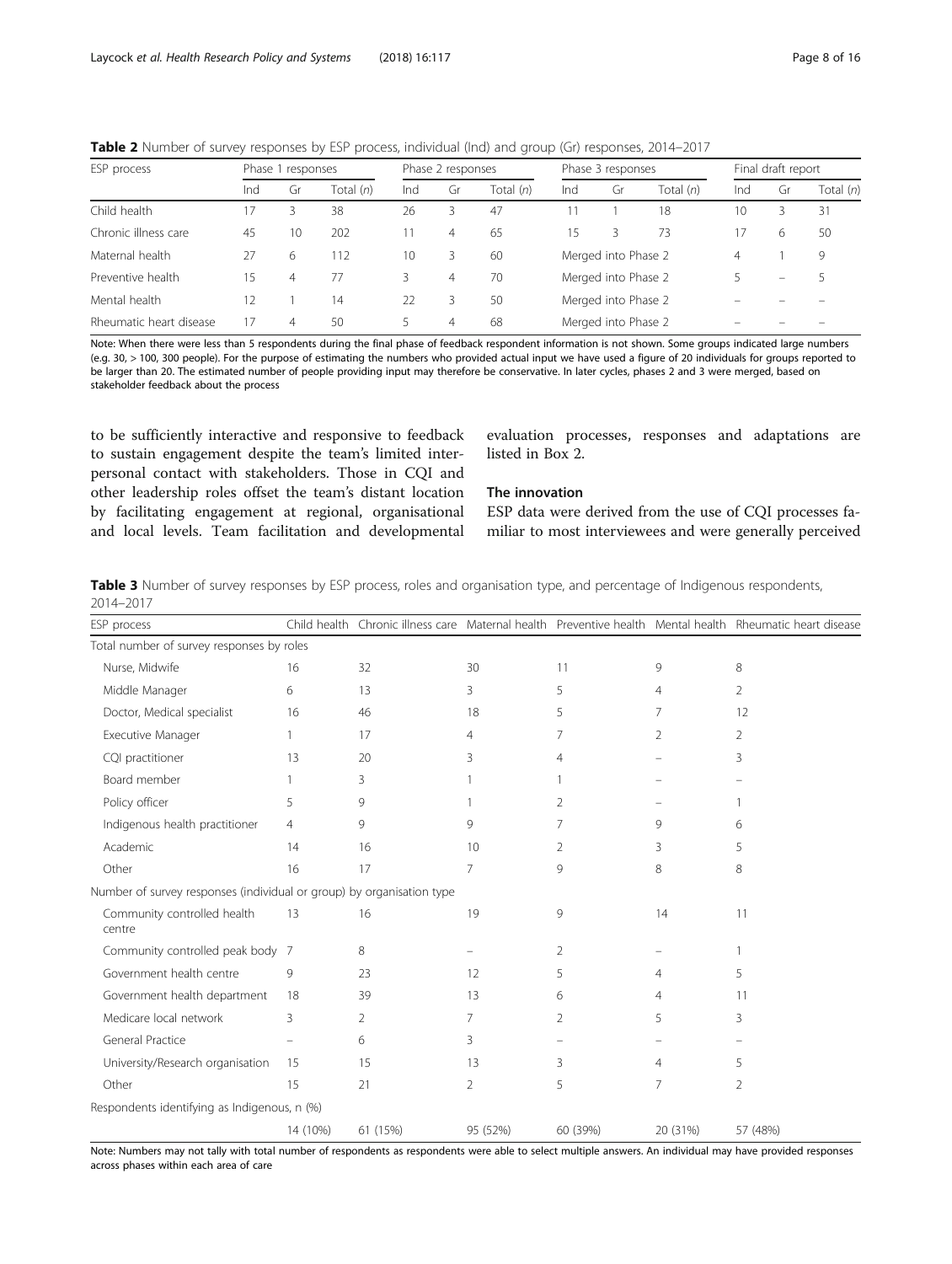**Table 2** Number of survey responses by ESP process, individual (Ind) and group (Gr) responses, 2014–2017

| ESP process | Phase 1 responses | | | Phase 2 responses | | | Phase 3 responses | | | Final draft report | | |
|---|---|---|---|---|---|---|---|---|---|---|---|---|
| | Ind | Gr | Total (*n*) | Ind | Gr | Total (*n*) | Ind | Gr | Total (*n*) | Ind | Gr | Total (*n*) |
| Child health | 17 | 3 | 38 | 26 | 3 | 47 | 11 | 1 | 18 | 10 | 3 | 31 |
| Chronic illness care | 45 | 10 | 202 | 11 | 4 | 65 | 15 | 3 | 73 | 17 | 6 | 50 |
| Maternal health | 27 | 6 | 112 | 10 | 3 | 60 | Merged into Phase 2 | | | 4 | 1 | 9 |
| Preventive health | 15 | 4 | 77 | 3 | 4 | 70 | Merged into Phase 2 | | | 5 | – | 5 |
| Mental health | 12 | 1 | 14 | 22 | 3 | 50 | Merged into Phase 2 | | | – | – | – |
| Rheumatic heart disease | 17 | 4 | 50 | 5 | 4 | 68 | Merged into Phase 2 | | | – | – | – |

Note: When there were less than 5 respondents during the final phase of feedback respondent information is not shown. Some groups indicated large numbers (e.g. 30, > 100, 300 people). For the purpose of estimating the numbers who provided actual input we have used a figure of 20 individuals for groups reported to be larger than 20. The estimated number of people providing input may therefore be conservative. In later cycles, phases 2 and 3 were merged, based on stakeholder feedback about the process

to be sufficiently interactive and responsive to feedback to sustain engagement despite the team's limited interpersonal contact with stakeholders. Those in CQI and other leadership roles offset the team's distant location by facilitating engagement at regional, organisational and local levels. Team facilitation and developmental evaluation processes, responses and adaptations are listed in Box 2.

## The innovation

ESP data were derived from the use of CQI processes familiar to most interviewees and were generally perceived

**Table 3** Number of survey responses by ESP process, roles and organisation type, and percentage of Indigenous respondents, 2014–2017

| ESP process | Child health | Chronic illness care | Maternal health | Preventive health | Mental health | Rheumatic heart disease |
|---|---|---|---|---|---|---|
| Total number of survey responses by roles | | | | | | |
| Nurse, Midwife | 16 | 32 | 30 | 11 | 9 | 8 |
| Middle Manager | 6 | 13 | 3 | 5 | 4 | 2 |
| Doctor, Medical specialist | 16 | 46 | 18 | 5 | 7 | 12 |
| Executive Manager | 1 | 17 | 4 | 7 | 2 | 2 |
| CQI practitioner | 13 | 20 | 3 | 4 | – | 3 |
| Board member | 1 | 3 | 1 | 1 | – | – |
| Policy officer | 5 | 9 | 1 | 2 | – | 1 |
| Indigenous health practitioner | 4 | 9 | 9 | 7 | 9 | 6 |
| Academic | 14 | 16 | 10 | 2 | 3 | 5 |
| Other | 16 | 17 | 7 | 9 | 8 | 8 |
| Number of survey responses (individual or group) by organisation type | | | | | | |
| Community controlled health centre | 13 | 16 | 19 | 9 | 14 | 11 |
| Community controlled peak body | 7 | 8 | – | 2 | – | 1 |
| Government health centre | 9 | 23 | 12 | 5 | 4 | 5 |
| Government health department | 18 | 39 | 13 | 6 | 4 | 11 |
| Medicare local network | 3 | 2 | 7 | 2 | 5 | 3 |
| General Practice | – | 6 | 3 | – | – | – |
| University/Research organisation | 15 | 15 | 13 | 3 | 4 | 5 |
| Other | 15 | 21 | 2 | 5 | 7 | 2 |
| Respondents identifying as Indigenous, n (%) | | | | | | |
| | 14 (10%) | 61 (15%) | 95 (52%) | 60 (39%) | 20 (31%) | 57 (48%) |

Note: Numbers may not tally with total number of respondents as respondents were able to select multiple answers. An individual may have provided responses across phases within each area of care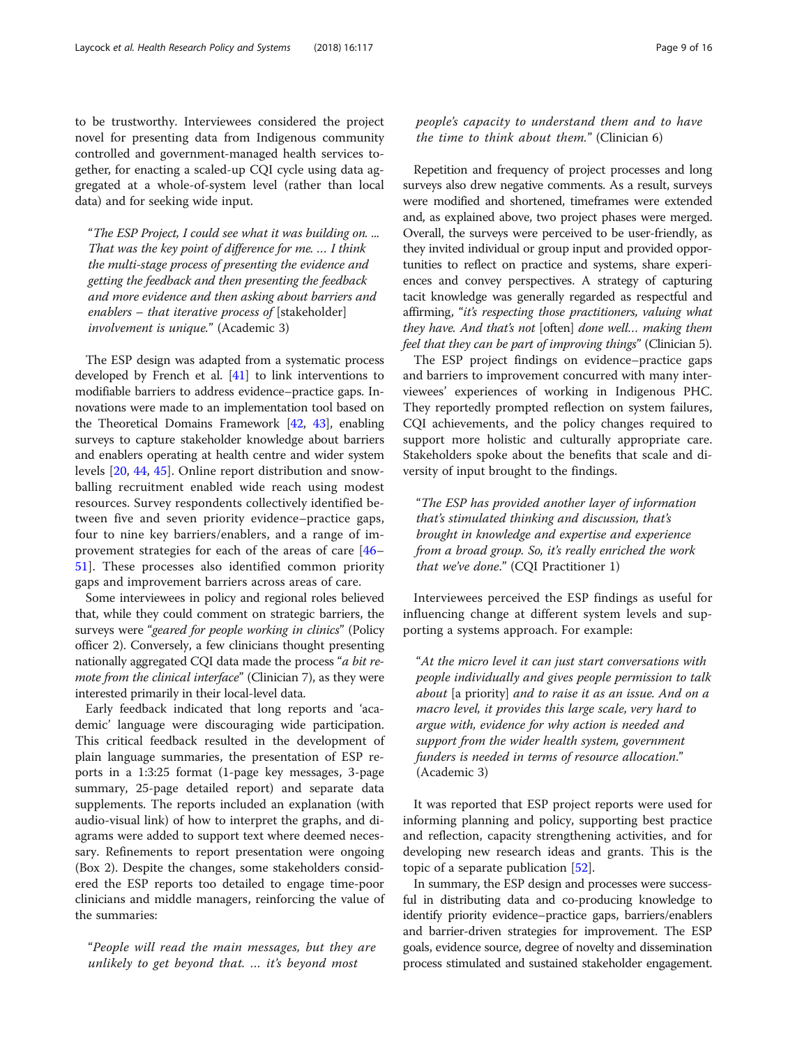to be trustworthy. Interviewees considered the project novel for presenting data from Indigenous community controlled and government-managed health services together, for enacting a scaled-up CQI cycle using data aggregated at a whole-of-system level (rather than local data) and for seeking wide input.

> "*The ESP Project, I could see what it was building on. ... That was the key point of difference for me. ... I think the multi-stage process of presenting the evidence and getting the feedback and then presenting the feedback and more evidence and then asking about barriers and enablers – that iterative process of* [stakeholder] *involvement is unique.*" (Academic 3)

The ESP design was adapted from a systematic process developed by French et al. [41] to link interventions to modifiable barriers to address evidence–practice gaps. Innovations were made to an implementation tool based on the Theoretical Domains Framework [42, 43], enabling surveys to capture stakeholder knowledge about barriers and enablers operating at health centre and wider system levels [20, 44, 45]. Online report distribution and snowballing recruitment enabled wide reach using modest resources. Survey respondents collectively identified between five and seven priority evidence–practice gaps, four to nine key barriers/enablers, and a range of improvement strategies for each of the areas of care [46–51]. These processes also identified common priority gaps and improvement barriers across areas of care.

Some interviewees in policy and regional roles believed that, while they could comment on strategic barriers, the surveys were "*geared for people working in clinics*" (Policy officer 2). Conversely, a few clinicians thought presenting nationally aggregated CQI data made the process "*a bit remote from the clinical interface*" (Clinician 7), as they were interested primarily in their local-level data.

Early feedback indicated that long reports and 'academic' language were discouraging wide participation. This critical feedback resulted in the development of plain language summaries, the presentation of ESP reports in a 1:3:25 format (1-page key messages, 3-page summary, 25-page detailed report) and separate data supplements. The reports included an explanation (with audio-visual link) of how to interpret the graphs, and diagrams were added to support text where deemed necessary. Refinements to report presentation were ongoing (Box 2). Despite the changes, some stakeholders considered the ESP reports too detailed to engage time-poor clinicians and middle managers, reinforcing the value of the summaries:

> "*People will read the main messages, but they are unlikely to get beyond that. ... it's beyond most people's capacity to understand them and to have the time to think about them.*" (Clinician 6)

Repetition and frequency of project processes and long surveys also drew negative comments. As a result, surveys were modified and shortened, timeframes were extended and, as explained above, two project phases were merged. Overall, the surveys were perceived to be user-friendly, as they invited individual or group input and provided opportunities to reflect on practice and systems, share experiences and convey perspectives. A strategy of capturing tacit knowledge was generally regarded as respectful and affirming, "*it's respecting those practitioners, valuing what they have. And that's not* [often] *done well... making them feel that they can be part of improving things*" (Clinician 5).

The ESP project findings on evidence–practice gaps and barriers to improvement concurred with many interviewees' experiences of working in Indigenous PHC. They reportedly prompted reflection on system failures, CQI achievements, and the policy changes required to support more holistic and culturally appropriate care. Stakeholders spoke about the benefits that scale and diversity of input brought to the findings.

> "*The ESP has provided another layer of information that's stimulated thinking and discussion, that's brought in knowledge and expertise and experience from a broad group. So, it's really enriched the work that we've done.*" (CQI Practitioner 1)

Interviewees perceived the ESP findings as useful for influencing change at different system levels and supporting a systems approach. For example:

> "*At the micro level it can just start conversations with people individually and gives people permission to talk about* [a priority] *and to raise it as an issue. And on a macro level, it provides this large scale, very hard to argue with, evidence for why action is needed and support from the wider health system, government funders is needed in terms of resource allocation.*" (Academic 3)

It was reported that ESP project reports were used for informing planning and policy, supporting best practice and reflection, capacity strengthening activities, and for developing new research ideas and grants. This is the topic of a separate publication [52].

In summary, the ESP design and processes were successful in distributing data and co-producing knowledge to identify priority evidence–practice gaps, barriers/enablers and barrier-driven strategies for improvement. The ESP goals, evidence source, degree of novelty and dissemination process stimulated and sustained stakeholder engagement.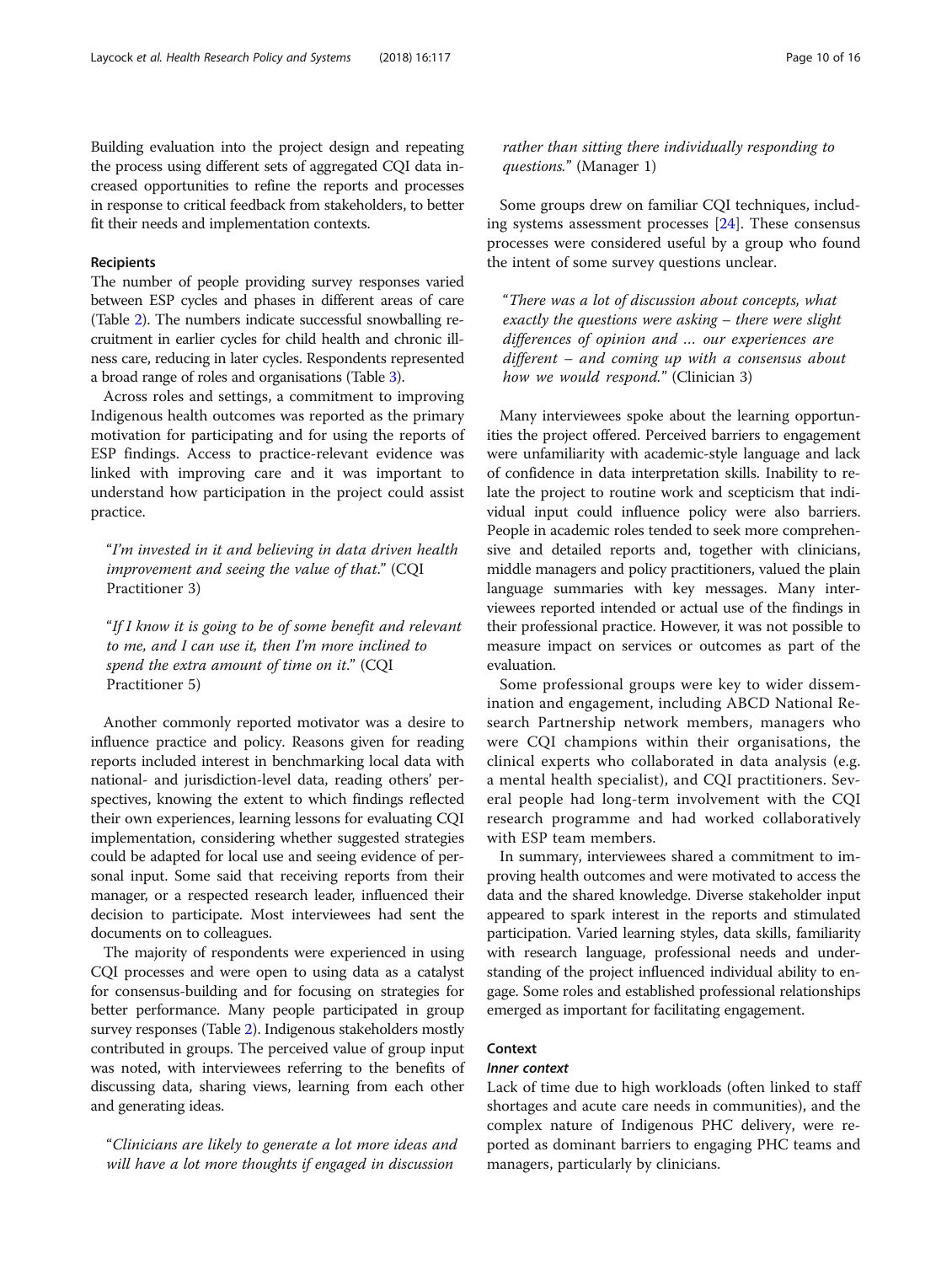Building evaluation into the project design and repeating the process using different sets of aggregated CQI data increased opportunities to refine the reports and processes in response to critical feedback from stakeholders, to better fit their needs and implementation contexts.

### Recipients

The number of people providing survey responses varied between ESP cycles and phases in different areas of care (Table 2). The numbers indicate successful snowballing recruitment in earlier cycles for child health and chronic illness care, reducing in later cycles. Respondents represented a broad range of roles and organisations (Table 3).

Across roles and settings, a commitment to improving Indigenous health outcomes was reported as the primary motivation for participating and for using the reports of ESP findings. Access to practice-relevant evidence was linked with improving care and it was important to understand how participation in the project could assist practice.

> "*I'm invested in it and believing in data driven health improvement and seeing the value of that.*" (CQI Practitioner 3)

> "*If I know it is going to be of some benefit and relevant to me, and I can use it, then I'm more inclined to spend the extra amount of time on it.*" (CQI Practitioner 5)

Another commonly reported motivator was a desire to influence practice and policy. Reasons given for reading reports included interest in benchmarking local data with national- and jurisdiction-level data, reading others' perspectives, knowing the extent to which findings reflected their own experiences, learning lessons for evaluating CQI implementation, considering whether suggested strategies could be adapted for local use and seeing evidence of personal input. Some said that receiving reports from their manager, or a respected research leader, influenced their decision to participate. Most interviewees had sent the documents on to colleagues.

The majority of respondents were experienced in using CQI processes and were open to using data as a catalyst for consensus-building and for focusing on strategies for better performance. Many people participated in group survey responses (Table 2). Indigenous stakeholders mostly contributed in groups. The perceived value of group input was noted, with interviewees referring to the benefits of discussing data, sharing views, learning from each other and generating ideas.

> "*Clinicians are likely to generate a lot more ideas and will have a lot more thoughts if engaged in discussion rather than sitting there individually responding to questions.*" (Manager 1)

Some groups drew on familiar CQI techniques, including systems assessment processes [24]. These consensus processes were considered useful by a group who found the intent of some survey questions unclear.

> "*There was a lot of discussion about concepts, what exactly the questions were asking – there were slight differences of opinion and … our experiences are different – and coming up with a consensus about how we would respond.*" (Clinician 3)

Many interviewees spoke about the learning opportunities the project offered. Perceived barriers to engagement were unfamiliarity with academic-style language and lack of confidence in data interpretation skills. Inability to relate the project to routine work and scepticism that individual input could influence policy were also barriers. People in academic roles tended to seek more comprehensive and detailed reports and, together with clinicians, middle managers and policy practitioners, valued the plain language summaries with key messages. Many interviewees reported intended or actual use of the findings in their professional practice. However, it was not possible to measure impact on services or outcomes as part of the evaluation.

Some professional groups were key to wider dissemination and engagement, including ABCD National Research Partnership network members, managers who were CQI champions within their organisations, the clinical experts who collaborated in data analysis (e.g. a mental health specialist), and CQI practitioners. Several people had long-term involvement with the CQI research programme and had worked collaboratively with ESP team members.

In summary, interviewees shared a commitment to improving health outcomes and were motivated to access the data and the shared knowledge. Diverse stakeholder input appeared to spark interest in the reports and stimulated participation. Varied learning styles, data skills, familiarity with research language, professional needs and understanding of the project influenced individual ability to engage. Some roles and established professional relationships emerged as important for facilitating engagement.

### Context

#### *Inner context*

Lack of time due to high workloads (often linked to staff shortages and acute care needs in communities), and the complex nature of Indigenous PHC delivery, were reported as dominant barriers to engaging PHC teams and managers, particularly by clinicians.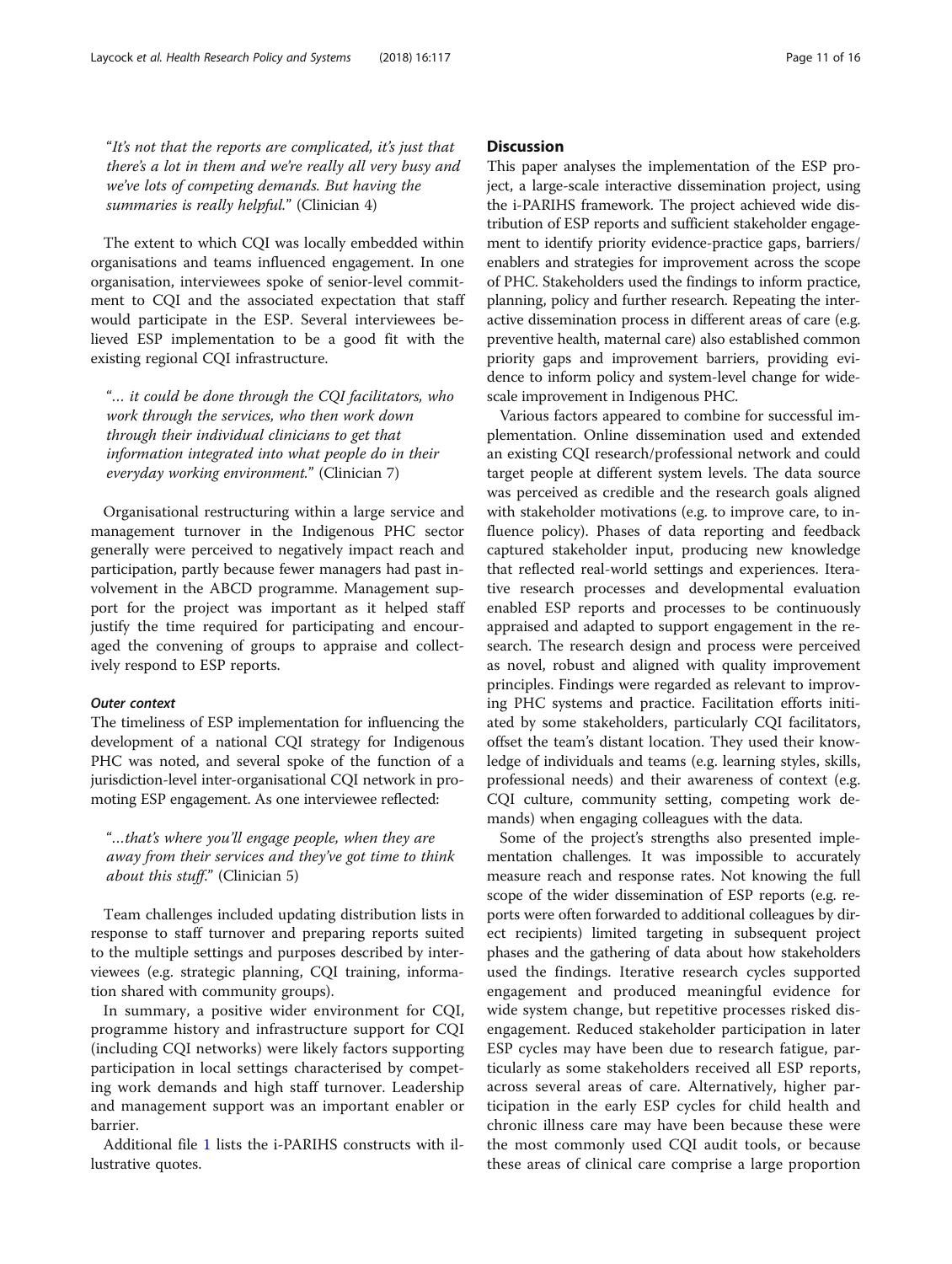"It's not that the reports are complicated, it's just that there's a lot in them and we're really all very busy and we've lots of competing demands. But having the summaries is really helpful." (Clinician 4)

The extent to which CQI was locally embedded within organisations and teams influenced engagement. In one organisation, interviewees spoke of senior-level commitment to CQI and the associated expectation that staff would participate in the ESP. Several interviewees believed ESP implementation to be a good fit with the existing regional CQI infrastructure.

"... it could be done through the CQI facilitators, who work through the services, who then work down through their individual clinicians to get that information integrated into what people do in their everyday working environment." (Clinician 7)

Organisational restructuring within a large service and management turnover in the Indigenous PHC sector generally were perceived to negatively impact reach and participation, partly because fewer managers had past involvement in the ABCD programme. Management support for the project was important as it helped staff justify the time required for participating and encouraged the convening of groups to appraise and collectively respond to ESP reports.

#### *Outer context*

The timeliness of ESP implementation for influencing the development of a national CQI strategy for Indigenous PHC was noted, and several spoke of the function of a jurisdiction-level inter-organisational CQI network in promoting ESP engagement. As one interviewee reflected:

"...that's where you'll engage people, when they are away from their services and they've got time to think about this stuff." (Clinician 5)

Team challenges included updating distribution lists in response to staff turnover and preparing reports suited to the multiple settings and purposes described by interviewees (e.g. strategic planning, CQI training, information shared with community groups).

In summary, a positive wider environment for CQI, programme history and infrastructure support for CQI (including CQI networks) were likely factors supporting participation in local settings characterised by competing work demands and high staff turnover. Leadership and management support was an important enabler or barrier.

Additional file 1 lists the i-PARIHS constructs with illustrative quotes.

## Discussion

This paper analyses the implementation of the ESP project, a large-scale interactive dissemination project, using the i-PARIHS framework. The project achieved wide distribution of ESP reports and sufficient stakeholder engagement to identify priority evidence-practice gaps, barriers/enablers and strategies for improvement across the scope of PHC. Stakeholders used the findings to inform practice, planning, policy and further research. Repeating the interactive dissemination process in different areas of care (e.g. preventive health, maternal care) also established common priority gaps and improvement barriers, providing evidence to inform policy and system-level change for wide-scale improvement in Indigenous PHC.

Various factors appeared to combine for successful implementation. Online dissemination used and extended an existing CQI research/professional network and could target people at different system levels. The data source was perceived as credible and the research goals aligned with stakeholder motivations (e.g. to improve care, to influence policy). Phases of data reporting and feedback captured stakeholder input, producing new knowledge that reflected real-world settings and experiences. Iterative research processes and developmental evaluation enabled ESP reports and processes to be continuously appraised and adapted to support engagement in the research. The research design and process were perceived as novel, robust and aligned with quality improvement principles. Findings were regarded as relevant to improving PHC systems and practice. Facilitation efforts initiated by some stakeholders, particularly CQI facilitators, offset the team's distant location. They used their knowledge of individuals and teams (e.g. learning styles, skills, professional needs) and their awareness of context (e.g. CQI culture, community setting, competing work demands) when engaging colleagues with the data.

Some of the project's strengths also presented implementation challenges. It was impossible to accurately measure reach and response rates. Not knowing the full scope of the wider dissemination of ESP reports (e.g. reports were often forwarded to additional colleagues by direct recipients) limited targeting in subsequent project phases and the gathering of data about how stakeholders used the findings. Iterative research cycles supported engagement and produced meaningful evidence for wide system change, but repetitive processes risked disengagement. Reduced stakeholder participation in later ESP cycles may have been due to research fatigue, particularly as some stakeholders received all ESP reports, across several areas of care. Alternatively, higher participation in the early ESP cycles for child health and chronic illness care may have been because these were the most commonly used CQI audit tools, or because these areas of clinical care comprise a large proportion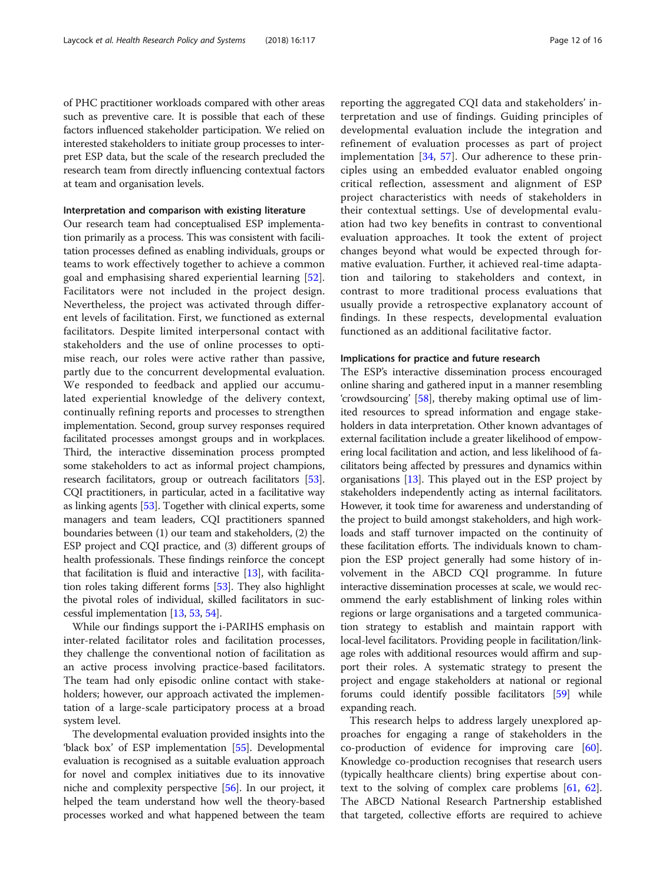of PHC practitioner workloads compared with other areas such as preventive care. It is possible that each of these factors influenced stakeholder participation. We relied on interested stakeholders to initiate group processes to interpret ESP data, but the scale of the research precluded the research team from directly influencing contextual factors at team and organisation levels.

### Interpretation and comparison with existing literature

Our research team had conceptualised ESP implementation primarily as a process. This was consistent with facilitation processes defined as enabling individuals, groups or teams to work effectively together to achieve a common goal and emphasising shared experiential learning [52]. Facilitators were not included in the project design. Nevertheless, the project was activated through different levels of facilitation. First, we functioned as external facilitators. Despite limited interpersonal contact with stakeholders and the use of online processes to optimise reach, our roles were active rather than passive, partly due to the concurrent developmental evaluation. We responded to feedback and applied our accumulated experiential knowledge of the delivery context, continually refining reports and processes to strengthen implementation. Second, group survey responses required facilitated processes amongst groups and in workplaces. Third, the interactive dissemination process prompted some stakeholders to act as informal project champions, research facilitators, group or outreach facilitators [53]. CQI practitioners, in particular, acted in a facilitative way as linking agents [53]. Together with clinical experts, some managers and team leaders, CQI practitioners spanned boundaries between (1) our team and stakeholders, (2) the ESP project and CQI practice, and (3) different groups of health professionals. These findings reinforce the concept that facilitation is fluid and interactive [13], with facilitation roles taking different forms [53]. They also highlight the pivotal roles of individual, skilled facilitators in successful implementation [13, 53, 54].

While our findings support the i-PARIHS emphasis on inter-related facilitator roles and facilitation processes, they challenge the conventional notion of facilitation as an active process involving practice-based facilitators. The team had only episodic online contact with stakeholders; however, our approach activated the implementation of a large-scale participatory process at a broad system level.

The developmental evaluation provided insights into the 'black box' of ESP implementation [55]. Developmental evaluation is recognised as a suitable evaluation approach for novel and complex initiatives due to its innovative niche and complexity perspective [56]. In our project, it helped the team understand how well the theory-based processes worked and what happened between the team reporting the aggregated CQI data and stakeholders' interpretation and use of findings. Guiding principles of developmental evaluation include the integration and refinement of evaluation processes as part of project implementation [34, 57]. Our adherence to these principles using an embedded evaluator enabled ongoing critical reflection, assessment and alignment of ESP project characteristics with needs of stakeholders in their contextual settings. Use of developmental evaluation had two key benefits in contrast to conventional evaluation approaches. It took the extent of project changes beyond what would be expected through formative evaluation. Further, it achieved real-time adaptation and tailoring to stakeholders and context, in contrast to more traditional process evaluations that usually provide a retrospective explanatory account of findings. In these respects, developmental evaluation functioned as an additional facilitative factor.

### Implications for practice and future research

The ESP's interactive dissemination process encouraged online sharing and gathered input in a manner resembling 'crowdsourcing' [58], thereby making optimal use of limited resources to spread information and engage stakeholders in data interpretation. Other known advantages of external facilitation include a greater likelihood of empowering local facilitation and action, and less likelihood of facilitators being affected by pressures and dynamics within organisations [13]. This played out in the ESP project by stakeholders independently acting as internal facilitators. However, it took time for awareness and understanding of the project to build amongst stakeholders, and high workloads and staff turnover impacted on the continuity of these facilitation efforts. The individuals known to champion the ESP project generally had some history of involvement in the ABCD CQI programme. In future interactive dissemination processes at scale, we would recommend the early establishment of linking roles within regions or large organisations and a targeted communication strategy to establish and maintain rapport with local-level facilitators. Providing people in facilitation/linkage roles with additional resources would affirm and support their roles. A systematic strategy to present the project and engage stakeholders at national or regional forums could identify possible facilitators [59] while expanding reach.

This research helps to address largely unexplored approaches for engaging a range of stakeholders in the co-production of evidence for improving care [60]. Knowledge co-production recognises that research users (typically healthcare clients) bring expertise about context to the solving of complex care problems [61, 62]. The ABCD National Research Partnership established that targeted, collective efforts are required to achieve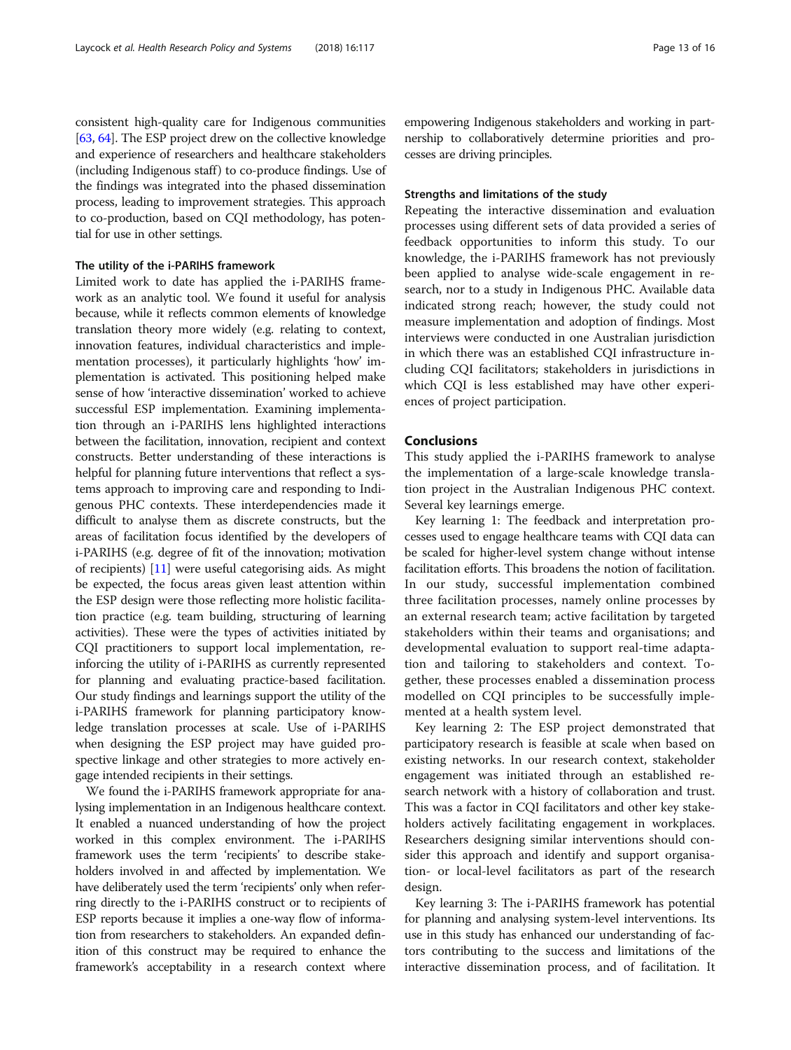consistent high-quality care for Indigenous communities [63, 64]. The ESP project drew on the collective knowledge and experience of researchers and healthcare stakeholders (including Indigenous staff) to co-produce findings. Use of the findings was integrated into the phased dissemination process, leading to improvement strategies. This approach to co-production, based on CQI methodology, has potential for use in other settings.

### The utility of the i-PARIHS framework

Limited work to date has applied the i-PARIHS framework as an analytic tool. We found it useful for analysis because, while it reflects common elements of knowledge translation theory more widely (e.g. relating to context, innovation features, individual characteristics and implementation processes), it particularly highlights 'how' implementation is activated. This positioning helped make sense of how 'interactive dissemination' worked to achieve successful ESP implementation. Examining implementation through an i-PARIHS lens highlighted interactions between the facilitation, innovation, recipient and context constructs. Better understanding of these interactions is helpful for planning future interventions that reflect a systems approach to improving care and responding to Indigenous PHC contexts. These interdependencies made it difficult to analyse them as discrete constructs, but the areas of facilitation focus identified by the developers of i-PARIHS (e.g. degree of fit of the innovation; motivation of recipients) [11] were useful categorising aids. As might be expected, the focus areas given least attention within the ESP design were those reflecting more holistic facilitation practice (e.g. team building, structuring of learning activities). These were the types of activities initiated by CQI practitioners to support local implementation, reinforcing the utility of i-PARIHS as currently represented for planning and evaluating practice-based facilitation. Our study findings and learnings support the utility of the i-PARIHS framework for planning participatory knowledge translation processes at scale. Use of i-PARIHS when designing the ESP project may have guided prospective linkage and other strategies to more actively engage intended recipients in their settings.

We found the i-PARIHS framework appropriate for analysing implementation in an Indigenous healthcare context. It enabled a nuanced understanding of how the project worked in this complex environment. The i-PARIHS framework uses the term 'recipients' to describe stakeholders involved in and affected by implementation. We have deliberately used the term 'recipients' only when referring directly to the i-PARIHS construct or to recipients of ESP reports because it implies a one-way flow of information from researchers to stakeholders. An expanded definition of this construct may be required to enhance the framework's acceptability in a research context where empowering Indigenous stakeholders and working in partnership to collaboratively determine priorities and processes are driving principles.

### Strengths and limitations of the study

Repeating the interactive dissemination and evaluation processes using different sets of data provided a series of feedback opportunities to inform this study. To our knowledge, the i-PARIHS framework has not previously been applied to analyse wide-scale engagement in research, nor to a study in Indigenous PHC. Available data indicated strong reach; however, the study could not measure implementation and adoption of findings. Most interviews were conducted in one Australian jurisdiction in which there was an established CQI infrastructure including CQI facilitators; stakeholders in jurisdictions in which CQI is less established may have other experiences of project participation.

## Conclusions

This study applied the i-PARIHS framework to analyse the implementation of a large-scale knowledge translation project in the Australian Indigenous PHC context. Several key learnings emerge.

Key learning 1: The feedback and interpretation processes used to engage healthcare teams with CQI data can be scaled for higher-level system change without intense facilitation efforts. This broadens the notion of facilitation. In our study, successful implementation combined three facilitation processes, namely online processes by an external research team; active facilitation by targeted stakeholders within their teams and organisations; and developmental evaluation to support real-time adaptation and tailoring to stakeholders and context. Together, these processes enabled a dissemination process modelled on CQI principles to be successfully implemented at a health system level.

Key learning 2: The ESP project demonstrated that participatory research is feasible at scale when based on existing networks. In our research context, stakeholder engagement was initiated through an established research network with a history of collaboration and trust. This was a factor in CQI facilitators and other key stakeholders actively facilitating engagement in workplaces. Researchers designing similar interventions should consider this approach and identify and support organisation- or local-level facilitators as part of the research design.

Key learning 3: The i-PARIHS framework has potential for planning and analysing system-level interventions. Its use in this study has enhanced our understanding of factors contributing to the success and limitations of the interactive dissemination process, and of facilitation. It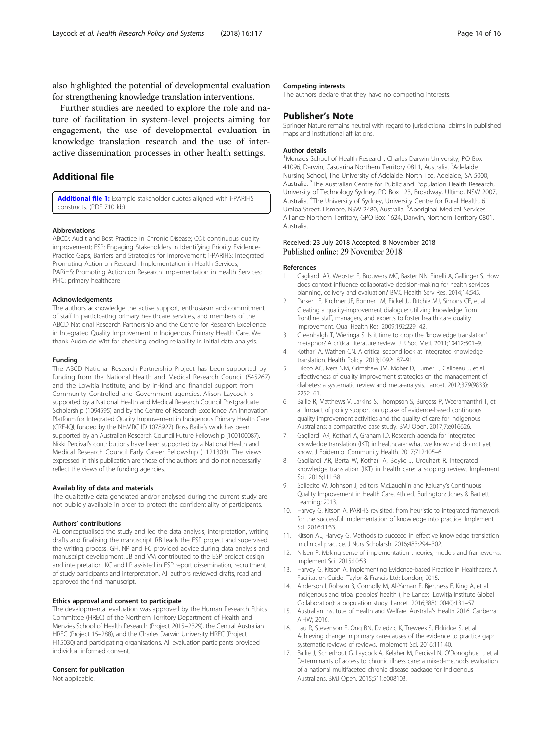also highlighted the potential of developmental evaluation for strengthening knowledge translation interventions.

Further studies are needed to explore the role and nature of facilitation in system-level projects aiming for engagement, the use of developmental evaluation in knowledge translation research and the use of interactive dissemination processes in other health settings.

## Additional file

**Additional file 1:** Example stakeholder quotes aligned with i-PARIHS constructs. (PDF 710 kb)

#### Abbreviations

ABCD: Audit and Best Practice in Chronic Disease; CQI: continuous quality improvement; ESP: Engaging Stakeholders in Identifying Priority Evidence-Practice Gaps, Barriers and Strategies for Improvement; i-PARIHS: Integrated Promoting Action on Research Implementation in Health Services; PARiHS: Promoting Action on Research Implementation in Health Services; PHC: primary healthcare

#### Acknowledgements

The authors acknowledge the active support, enthusiasm and commitment of staff in participating primary healthcare services, and members of the ABCD National Research Partnership and the Centre for Research Excellence in Integrated Quality Improvement in Indigenous Primary Health Care. We thank Audra de Witt for checking coding reliability in initial data analysis.

#### Funding

The ABCD National Research Partnership Project has been supported by funding from the National Health and Medical Research Council (545267) and the Lowitja Institute, and by in-kind and financial support from Community Controlled and Government agencies. Alison Laycock is supported by a National Health and Medical Research Council Postgraduate Scholarship (1094595) and by the Centre of Research Excellence: An Innovation Platform for Integrated Quality Improvement in Indigenous Primary Health Care (CRE-IQI, funded by the NHMRC ID 1078927). Ross Bailie's work has been supported by an Australian Research Council Future Fellowship (100100087). Nikki Percival's contributions have been supported by a National Health and Medical Research Council Early Career Fellowship (1121303). The views expressed in this publication are those of the authors and do not necessarily reflect the views of the funding agencies.

#### Availability of data and materials

The qualitative data generated and/or analysed during the current study are not publicly available in order to protect the confidentiality of participants.

#### Authors' contributions

AL conceptualised the study and led the data analysis, interpretation, writing drafts and finalising the manuscript. RB leads the ESP project and supervised the writing process. GH, NP and FC provided advice during data analysis and manuscript development. JB and VM contributed to the ESP project design and interpretation. KC and LP assisted in ESP report dissemination, recruitment of study participants and interpretation. All authors reviewed drafts, read and approved the final manuscript.

#### Ethics approval and consent to participate

The developmental evaluation was approved by the Human Research Ethics Committee (HREC) of the Northern Territory Department of Health and Menzies School of Health Research (Project 2015–2329), the Central Australian HREC (Project 15–288), and the Charles Darwin University HREC (Project H15030) and participating organisations. All evaluation participants provided individual informed consent.

#### Consent for publication

Not applicable.

#### Competing interests

The authors declare that they have no competing interests.

## Publisher's Note

Springer Nature remains neutral with regard to jurisdictional claims in published maps and institutional affiliations.

#### Author details

[1]Menzies School of Health Research, Charles Darwin University, PO Box 41096, Darwin, Casuarina Northern Territory 0811, Australia. [2]Adelaide Nursing School, The University of Adelaide, North Tce, Adelaide, SA 5000, Australia. [3]The Australian Centre for Public and Population Health Research, University of Technology Sydney, PO Box 123, Broadway, Ultimo, NSW 2007, Australia. [4]The University of Sydney, University Centre for Rural Health, 61 Uralba Street, Lismore, NSW 2480, Australia. [5]Aboriginal Medical Services Alliance Northern Territory, GPO Box 1624, Darwin, Northern Territory 0801, Australia.

Received: 23 July 2018 Accepted: 8 November 2018
Published online: 29 November 2018

#### References

1. Gagliardi AR, Webster F, Brouwers MC, Baxter NN, Finelli A, Gallinger S. How does context influence collaborative decision-making for health services planning, delivery and evaluation? BMC Health Serv Res. 2014;14:545.
2. Parker LE, Kirchner JE, Bonner LM, Fickel JJ, Ritchie MJ, Simons CE, et al. Creating a quality-improvement dialogue: utilizing knowledge from frontline staff, managers, and experts to foster health care quality improvement. Qual Health Res. 2009;192:229–42.
3. Greenhalgh T, Wieringa S. Is it time to drop the 'knowledge translation' metaphor? A critical literature review. J R Soc Med. 2011;10412:501–9.
4. Kothari A, Wathen CN. A critical second look at integrated knowledge translation. Health Policy. 2013;1092:187–91.
5. Tricco AC, Ivers NM, Grimshaw JM, Moher D, Turner L, Galipeau J, et al. Effectiveness of quality improvement strategies on the management of diabetes: a systematic review and meta-analysis. Lancet. 2012;379(9833): 2252–61.
6. Bailie R, Matthews V, Larkins S, Thompson S, Burgess P, Weeramanthri T, et al. Impact of policy support on uptake of evidence-based continuous quality improvement activities and the quality of care for Indigenous Australians: a comparative case study. BMJ Open. 2017;7:e016626.
7. Gagliardi AR, Kothari A, Graham ID. Research agenda for integrated knowledge translation (IKT) in healthcare: what we know and do not yet know. J Epidemiol Community Health. 2017;712:105–6.
8. Gagliardi AR, Berta W, Kothari A, Boyko J, Urquhart R. Integrated knowledge translation (IKT) in health care: a scoping review. Implement Sci. 2016;111:38.
9. Sollecito W, Johnson J, editors. McLaughlin and Kaluzny's Continuous Quality Improvement in Health Care. 4th ed. Burlington: Jones & Bartlett Learning; 2013.
10. Harvey G, Kitson A. PARIHS revisited: from heuristic to integrated framework for the successful implementation of knowledge into practice. Implement Sci. 2016;11:33.
11. Kitson AL, Harvey G. Methods to succeed in effective knowledge translation in clinical practice. J Nurs Scholarsh. 2016;483:294–302.
12. Nilsen P. Making sense of implementation theories, models and frameworks. Implement Sci. 2015;10:53.
13. Harvey G, Kitson A. Implementing Evidence-based Practice in Healthcare: A Facilitation Guide. Taylor & Francis Ltd: London; 2015.
14. Anderson I, Robson B, Connolly M, Al-Yaman F, Bjertness E, King A, et al. Indigenous and tribal peoples' health (The Lancet–Lowitja Institute Global Collaboration): a population study. Lancet. 2016;388(10040):131–57.
15. Australian Institute of Health and Welfare. Australia's Health 2016. Canberra: AIHW; 2016.
16. Lau R, Stevenson F, Ong BN, Dziedzic K, Treweek S, Eldridge S, et al. Achieving change in primary care-causes of the evidence to practice gap: systematic reviews of reviews. Implement Sci. 2016;111:40.
17. Bailie J, Schierhout G, Laycock A, Kelaher M, Percival N, O'Donoghue L, et al. Determinants of access to chronic illness care: a mixed-methods evaluation of a national multifaceted chronic disease package for Indigenous Australians. BMJ Open. 2015;511:e008103.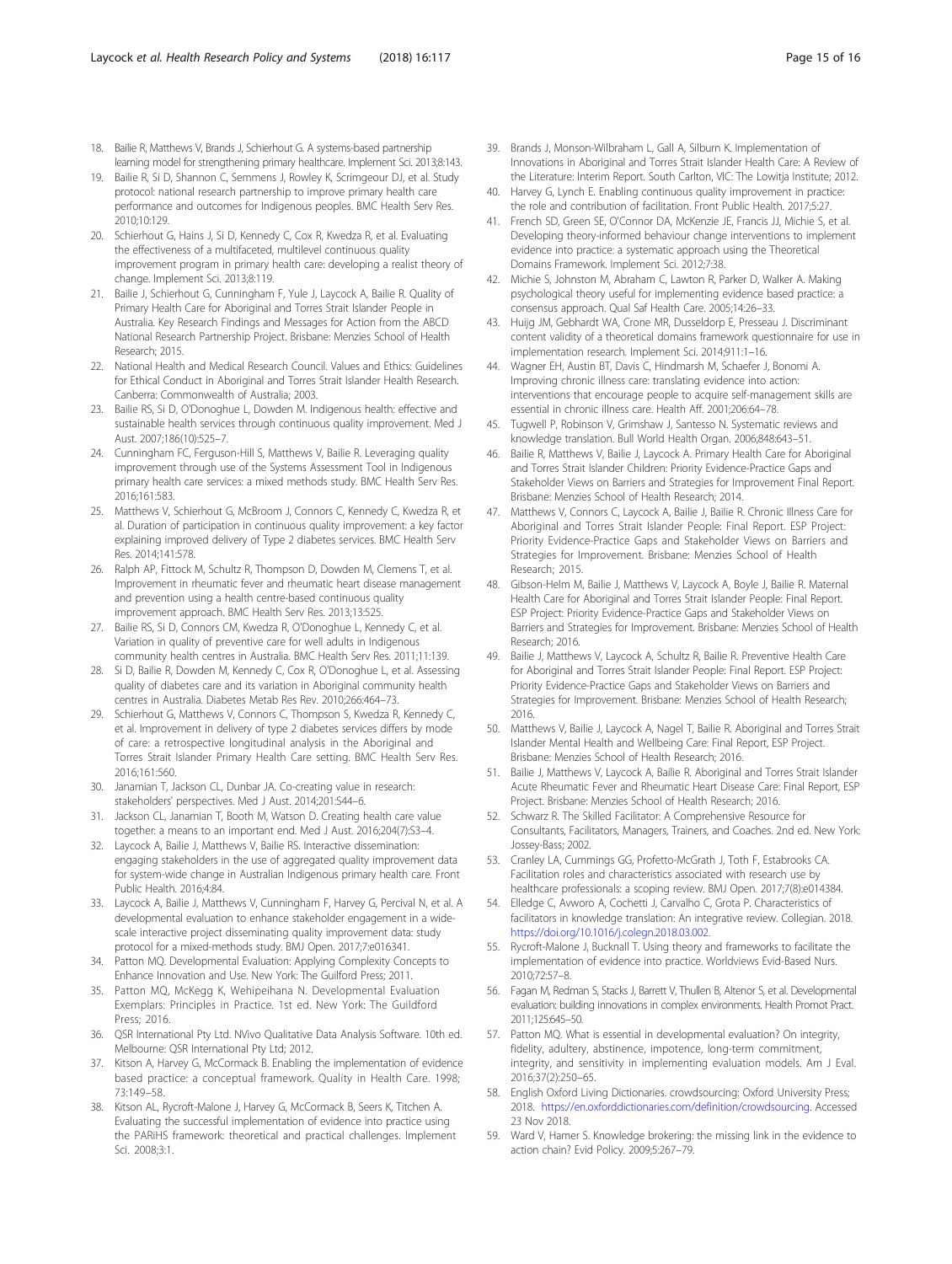18. Bailie R, Matthews V, Brands J, Schierhout G. A systems-based partnership learning model for strengthening primary healthcare. Implement Sci. 2013;8:143.
19. Bailie R, Si D, Shannon C, Semmens J, Rowley K, Scrimgeour DJ, et al. Study protocol: national research partnership to improve primary health care performance and outcomes for Indigenous peoples. BMC Health Serv Res. 2010;10:129.
20. Schierhout G, Hains J, Si D, Kennedy C, Cox R, Kwedza R, et al. Evaluating the effectiveness of a multifaceted, multilevel continuous quality improvement program in primary health care: developing a realist theory of change. Implement Sci. 2013;8:119.
21. Bailie J, Schierhout G, Cunningham F, Yule J, Laycock A, Bailie R. Quality of Primary Health Care for Aboriginal and Torres Strait Islander People in Australia. Key Research Findings and Messages for Action from the ABCD National Research Partnership Project. Brisbane: Menzies School of Health Research; 2015.
22. National Health and Medical Research Council. Values and Ethics: Guidelines for Ethical Conduct in Aboriginal and Torres Strait Islander Health Research. Canberra: Commonwealth of Australia; 2003.
23. Bailie RS, Si D, O'Donoghue L, Dowden M. Indigenous health: effective and sustainable health services through continuous quality improvement. Med J Aust. 2007;186(10):525–7.
24. Cunningham FC, Ferguson-Hill S, Matthews V, Bailie R. Leveraging quality improvement through use of the Systems Assessment Tool in Indigenous primary health care services: a mixed methods study. BMC Health Serv Res. 2016;161:583.
25. Matthews V, Schierhout G, McBroom J, Connors C, Kennedy C, Kwedza R, et al. Duration of participation in continuous quality improvement: a key factor explaining improved delivery of Type 2 diabetes services. BMC Health Serv Res. 2014;141:578.
26. Ralph AP, Fittock M, Schultz R, Thompson D, Dowden M, Clemens T, et al. Improvement in rheumatic fever and rheumatic heart disease management and prevention using a health centre-based continuous quality improvement approach. BMC Health Serv Res. 2013;13:525.
27. Bailie RS, Si D, Connors CM, Kwedza R, O'Donoghue L, Kennedy C, et al. Variation in quality of preventive care for well adults in Indigenous community health centres in Australia. BMC Health Serv Res. 2011;11:139.
28. Si D, Bailie R, Dowden M, Kennedy C, Cox R, O'Donoghue L, et al. Assessing quality of diabetes care and its variation in Aboriginal community health centres in Australia. Diabetes Metab Res Rev. 2010;266:464–73.
29. Schierhout G, Matthews V, Connors C, Thompson S, Kwedza R, Kennedy C, et al. Improvement in delivery of type 2 diabetes services differs by mode of care: a retrospective longitudinal analysis in the Aboriginal and Torres Strait Islander Primary Health Care setting. BMC Health Serv Res. 2016;161:560.
30. Janamian T, Jackson CL, Dunbar JA. Co-creating value in research: stakeholders' perspectives. Med J Aust. 2014;201:S44–6.
31. Jackson CL, Janamian T, Booth M, Watson D. Creating health care value together: a means to an important end. Med J Aust. 2016;204(7):S3–4.
32. Laycock A, Bailie J, Matthews V, Bailie RS. Interactive dissemination: engaging stakeholders in the use of aggregated quality improvement data for system-wide change in Australian Indigenous primary health care. Front Public Health. 2016;4:84.
33. Laycock A, Bailie J, Matthews V, Cunningham F, Harvey G, Percival N, et al. A developmental evaluation to enhance stakeholder engagement in a wide-scale interactive project disseminating quality improvement data: study protocol for a mixed-methods study. BMJ Open. 2017;7:e016341.
34. Patton MQ. Developmental Evaluation: Applying Complexity Concepts to Enhance Innovation and Use. New York: The Guilford Press; 2011.
35. Patton MQ, McKegg K, Wehipeihana N. Developmental Evaluation Exemplars: Principles in Practice. 1st ed. New York: The Guildford Press; 2016.
36. QSR International Pty Ltd. NVivo Qualitative Data Analysis Software. 10th ed. Melbourne: QSR International Pty Ltd; 2012.
37. Kitson A, Harvey G, McCormack B. Enabling the implementation of evidence based practice: a conceptual framework. Quality in Health Care. 1998; 73:149–58.
38. Kitson AL, Rycroft-Malone J, Harvey G, McCormack B, Seers K, Titchen A. Evaluating the successful implementation of evidence into practice using the PARiHS framework: theoretical and practical challenges. Implement Sci. 2008;3:1.
39. Brands J, Monson-Wilbraham L, Gall A, Silburn K. Implementation of Innovations in Aboriginal and Torres Strait Islander Health Care: A Review of the Literature: Interim Report. South Carlton, VIC: The Lowitja Institute; 2012.
40. Harvey G, Lynch E. Enabling continuous quality improvement in practice: the role and contribution of facilitation. Front Public Health. 2017;5:27.
41. French SD, Green SE, O'Connor DA, McKenzie JE, Francis JJ, Michie S, et al. Developing theory-informed behaviour change interventions to implement evidence into practice: a systematic approach using the Theoretical Domains Framework. Implement Sci. 2012;7:38.
42. Michie S, Johnston M, Abraham C, Lawton R, Parker D, Walker A. Making psychological theory useful for implementing evidence based practice: a consensus approach. Qual Saf Health Care. 2005;14:26–33.
43. Huijg JM, Gebhardt WA, Crone MR, Dusseldorp E, Presseau J. Discriminant content validity of a theoretical domains framework questionnaire for use in implementation research. Implement Sci. 2014;911:1–16.
44. Wagner EH, Austin BT, Davis C, Hindmarsh M, Schaefer J, Bonomi A. Improving chronic illness care: translating evidence into action: interventions that encourage people to acquire self-management skills are essential in chronic illness care. Health Aff. 2001;206:64–78.
45. Tugwell P, Robinson V, Grimshaw J, Santesso N. Systematic reviews and knowledge translation. Bull World Health Organ. 2006;848:643–51.
46. Bailie R, Matthews V, Bailie J, Laycock A. Primary Health Care for Aboriginal and Torres Strait Islander Children: Priority Evidence-Practice Gaps and Stakeholder Views on Barriers and Strategies for Improvement Final Report. Brisbane: Menzies School of Health Research; 2014.
47. Matthews V, Connors C, Laycock A, Bailie J, Bailie R. Chronic Illness Care for Aboriginal and Torres Strait Islander People: Final Report. ESP Project: Priority Evidence-Practice Gaps and Stakeholder Views on Barriers and Strategies for Improvement. Brisbane: Menzies School of Health Research; 2015.
48. Gibson-Helm M, Bailie J, Matthews V, Laycock A, Boyle J, Bailie R. Maternal Health Care for Aboriginal and Torres Strait Islander People: Final Report. ESP Project: Priority Evidence-Practice Gaps and Stakeholder Views on Barriers and Strategies for Improvement. Brisbane: Menzies School of Health Research; 2016.
49. Bailie J, Matthews V, Laycock A, Schultz R, Bailie R. Preventive Health Care for Aboriginal and Torres Strait Islander People: Final Report. ESP Project: Priority Evidence-Practice Gaps and Stakeholder Views on Barriers and Strategies for Improvement. Brisbane: Menzies School of Health Research; 2016.
50. Matthews V, Bailie J, Laycock A, Nagel T, Bailie R. Aboriginal and Torres Strait Islander Mental Health and Wellbeing Care: Final Report, ESP Project. Brisbane: Menzies School of Health Research; 2016.
51. Bailie J, Matthews V, Laycock A, Bailie R. Aboriginal and Torres Strait Islander Acute Rheumatic Fever and Rheumatic Heart Disease Care: Final Report, ESP Project. Brisbane: Menzies School of Health Research; 2016.
52. Schwarz R. The Skilled Facilitator: A Comprehensive Resource for Consultants, Facilitators, Managers, Trainers, and Coaches. 2nd ed. New York: Jossey-Bass; 2002.
53. Cranley LA, Cummings GG, Profetto-McGrath J, Toth F, Estabrooks CA. Facilitation roles and characteristics associated with research use by healthcare professionals: a scoping review. BMJ Open. 2017;7(8):e014384.
54. Elledge C, Avworo A, Cochetti J, Carvalho C, Grota P. Characteristics of facilitators in knowledge translation: An integrative review. Collegian. 2018. https://doi.org/10.1016/j.colegn.2018.03.002.
55. Rycroft-Malone J, Bucknall T. Using theory and frameworks to facilitate the implementation of evidence into practice. Worldviews Evid-Based Nurs. 2010;72:57–8.
56. Fagan M, Redman S, Stacks J, Barrett V, Thullen B, Altenor S, et al. Developmental evaluation: building innovations in complex environments. Health Promot Pract. 2011;125:645–50.
57. Patton MQ. What is essential in developmental evaluation? On integrity, fidelity, adultery, abstinence, impotence, long-term commitment, integrity, and sensitivity in implementing evaluation models. Am J Eval. 2016;37(2):250–65.
58. English Oxford Living Dictionaries. crowdsourcing: Oxford University Press; 2018. https://en.oxforddictionaries.com/definition/crowdsourcing. Accessed 23 Nov 2018.
59. Ward V, Hamer S. Knowledge brokering: the missing link in the evidence to action chain? Evid Policy. 2009;5:267–79.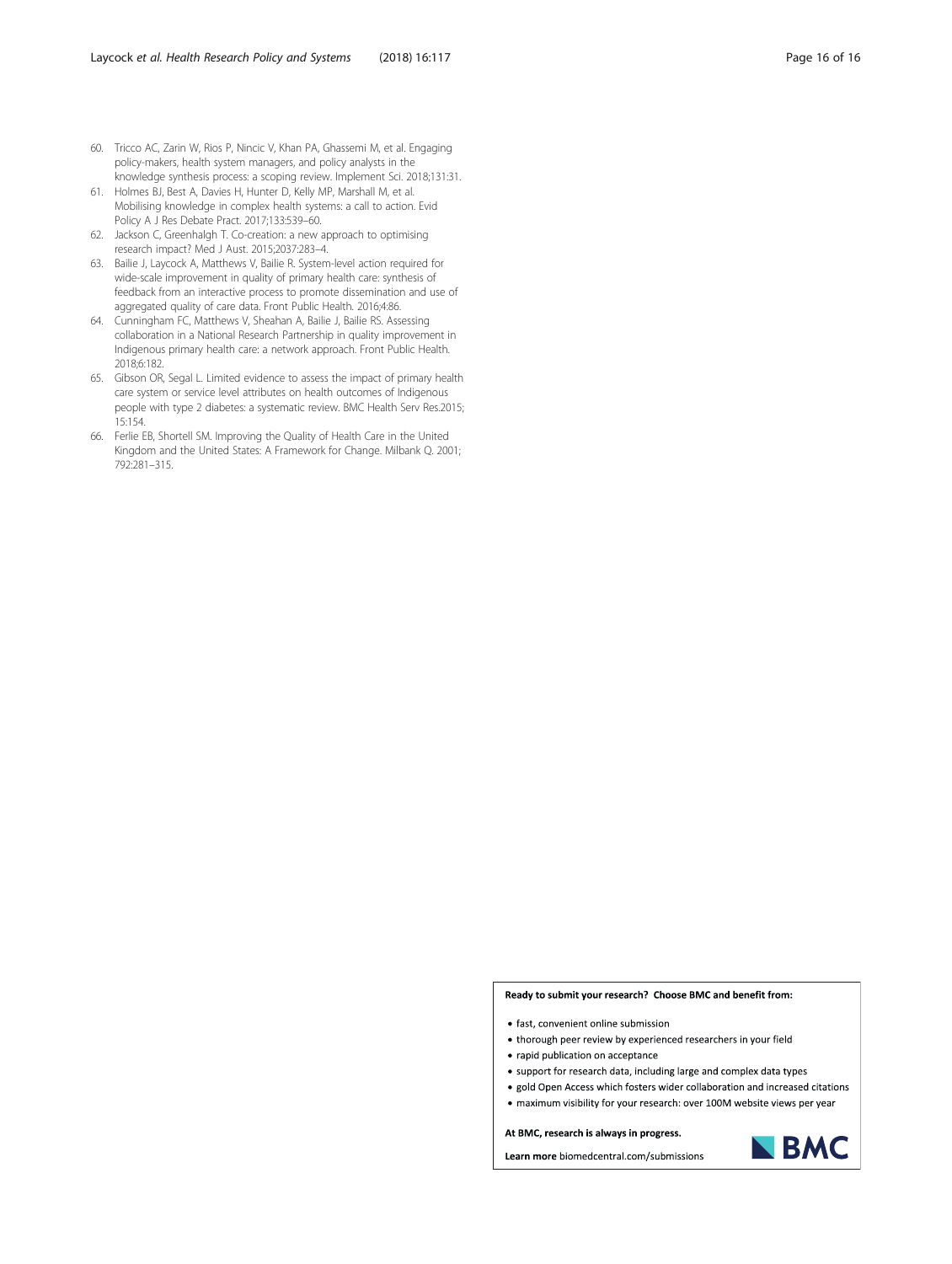60. Tricco AC, Zarin W, Rios P, Nincic V, Khan PA, Ghassemi M, et al. Engaging policy-makers, health system managers, and policy analysts in the knowledge synthesis process: a scoping review. Implement Sci. 2018;131:31.
61. Holmes BJ, Best A, Davies H, Hunter D, Kelly MP, Marshall M, et al. Mobilising knowledge in complex health systems: a call to action. Evid Policy A J Res Debate Pract. 2017;133:539–60.
62. Jackson C, Greenhalgh T. Co-creation: a new approach to optimising research impact? Med J Aust. 2015;2037:283–4.
63. Bailie J, Laycock A, Matthews V, Bailie R. System-level action required for wide-scale improvement in quality of primary health care: synthesis of feedback from an interactive process to promote dissemination and use of aggregated quality of care data. Front Public Health. 2016;4:86.
64. Cunningham FC, Matthews V, Sheahan A, Bailie J, Bailie RS. Assessing collaboration in a National Research Partnership in quality improvement in Indigenous primary health care: a network approach. Front Public Health. 2018;6:182.
65. Gibson OR, Segal L. Limited evidence to assess the impact of primary health care system or service level attributes on health outcomes of Indigenous people with type 2 diabetes: a systematic review. BMC Health Serv Res.2015; 15:154.
66. Ferlie EB, Shortell SM. Improving the Quality of Health Care in the United Kingdom and the United States: A Framework for Change. Milbank Q. 2001; 792:281–315.

**Ready to submit your research? Choose BMC and benefit from:**

- fast, convenient online submission
- thorough peer review by experienced researchers in your field
- rapid publication on acceptance
- support for research data, including large and complex data types
- gold Open Access which fosters wider collaboration and increased citations
- maximum visibility for your research: over 100M website views per year

**At BMC, research is always in progress.**

**Learn more** biomedcentral.com/submissions

BMC